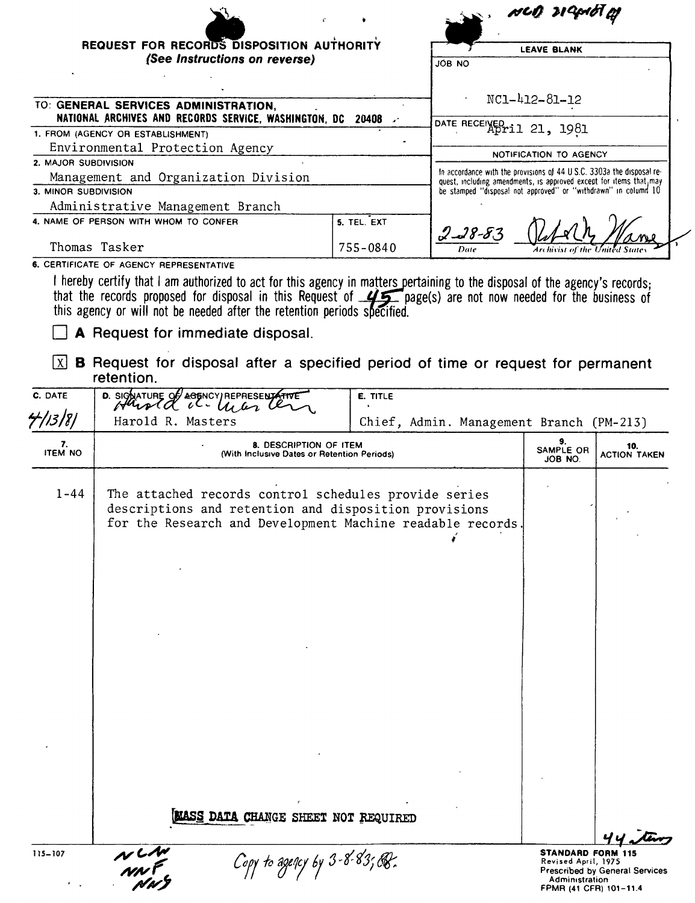NCD 31Apr81 ff

## REQUEST FOR RECORDS DISPOSITION AUTHORITY

*(See Instructions on reverse)*

| LEAVE BLANK |
|---|
| JOB NO: NC1-412-81-12 |
| DATE RECEIVED: April 21, 1981 |
| NOTIFICATION TO AGENCY |
| In accordance with the provisions of 44 U.S.C. 3303a the disposal request, including amendments, is approved except for items that may be stamped "disposal not approved" or "withdrawn" in column 10 |
| Date: 2-28-83 — Archivist of the United States |

TO: **GENERAL SERVICES ADMINISTRATION, NATIONAL ARCHIVES AND RECORDS SERVICE, WASHINGTON, DC 20408**

1. FROM (AGENCY OR ESTABLISHMENT): Environmental Protection Agency
2. MAJOR SUBDIVISION: Management and Organization Division
3. MINOR SUBDIVISION: Administrative Management Branch
4. NAME OF PERSON WITH WHOM TO CONFER: Thomas Tasker
5. TEL. EXT: 755-0840

6. CERTIFICATE OF AGENCY REPRESENTATIVE

I hereby certify that I am authorized to act for this agency in matters pertaining to the disposal of the agency's records; that the records proposed for disposal in this Request of 45 page(s) are not now needed for the business of this agency or will not be needed after the retention periods specified.

☐ **A** Request for immediate disposal.

☒ **B** Request for disposal after a specified period of time or request for permanent retention.

| C. DATE | D. SIGNATURE OF AGENCY REPRESENTATIVE | E. TITLE |
|---|---|---|
| 4/13/81 | Harold R. Masters | Chief, Admin. Management Branch (PM-213) |

| 7. ITEM NO | 8. DESCRIPTION OF ITEM (With Inclusive Dates or Retention Periods) | 9. SAMPLE OR JOB NO. | 10. ACTION TAKEN |
|---|---|---|---|
| 1-44 | The attached records control schedules provide series descriptions and retention and disposition provisions for the Research and Development Machine readable records. | | |

MASS DATA CHANGE SHEET NOT REQUIRED

44 items

115-107

NCW
NNF
NNS

Copy to agency by 3-8-83; GR.

**STANDARD FORM 115**
Revised April, 1975
Prescribed by General Services Administration
FPMR (41 CFR) 101-11.4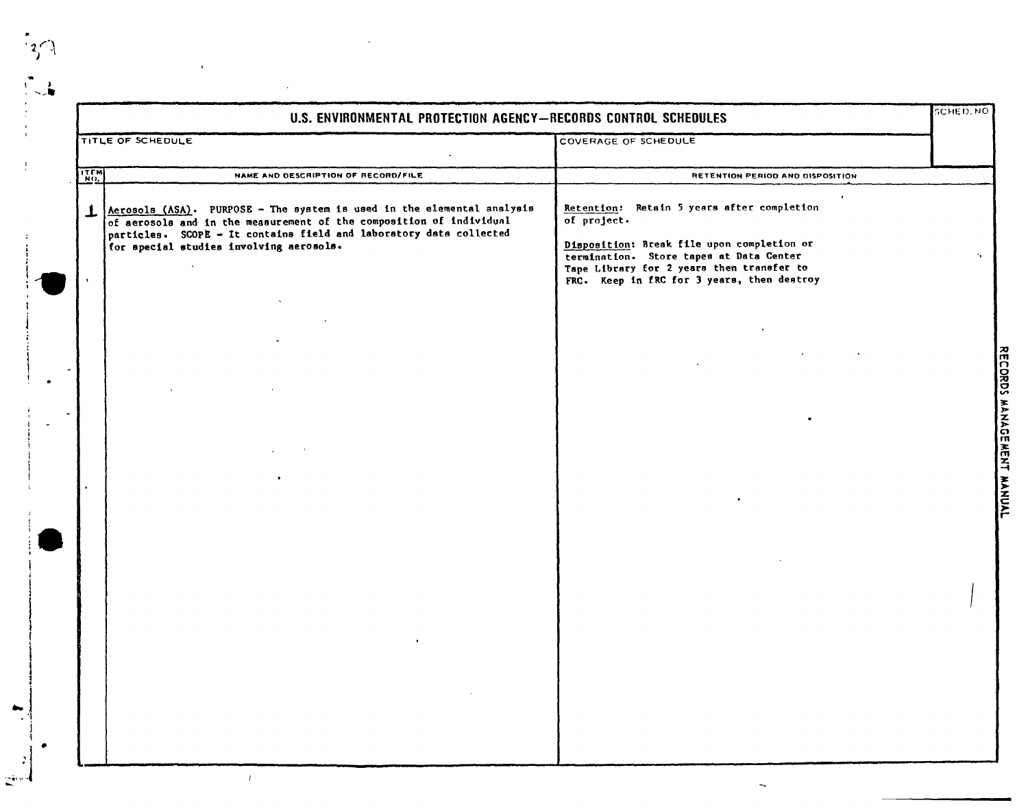# U.S. ENVIRONMENTAL PROTECTION AGENCY—RECORDS CONTROL SCHEDULES

| TITLE OF SCHEDULE | COVERAGE OF SCHEDULE | SCHED. NO |
|---|---|---|
| | | |

| ITEM NO. | NAME AND DESCRIPTION OF RECORD/FILE | RETENTION PERIOD AND DISPOSITION |
|---|---|---|
| 1 | Aerosols (ASA). PURPOSE - The system is used in the elemental analysis of aerosols and in the measurement of the composition of individual particles. SCOPE - It contains field and laboratory data collected for special studies involving aerosols. | Retention: Retain 5 years after completion of project.<br><br>Disposition: Break file upon completion or termination. Store tapes at Data Center Tape Library for 2 years then transfer to FRC. Keep in FRC for 3 years, then destroy |

RECORDS MANAGEMENT MANUAL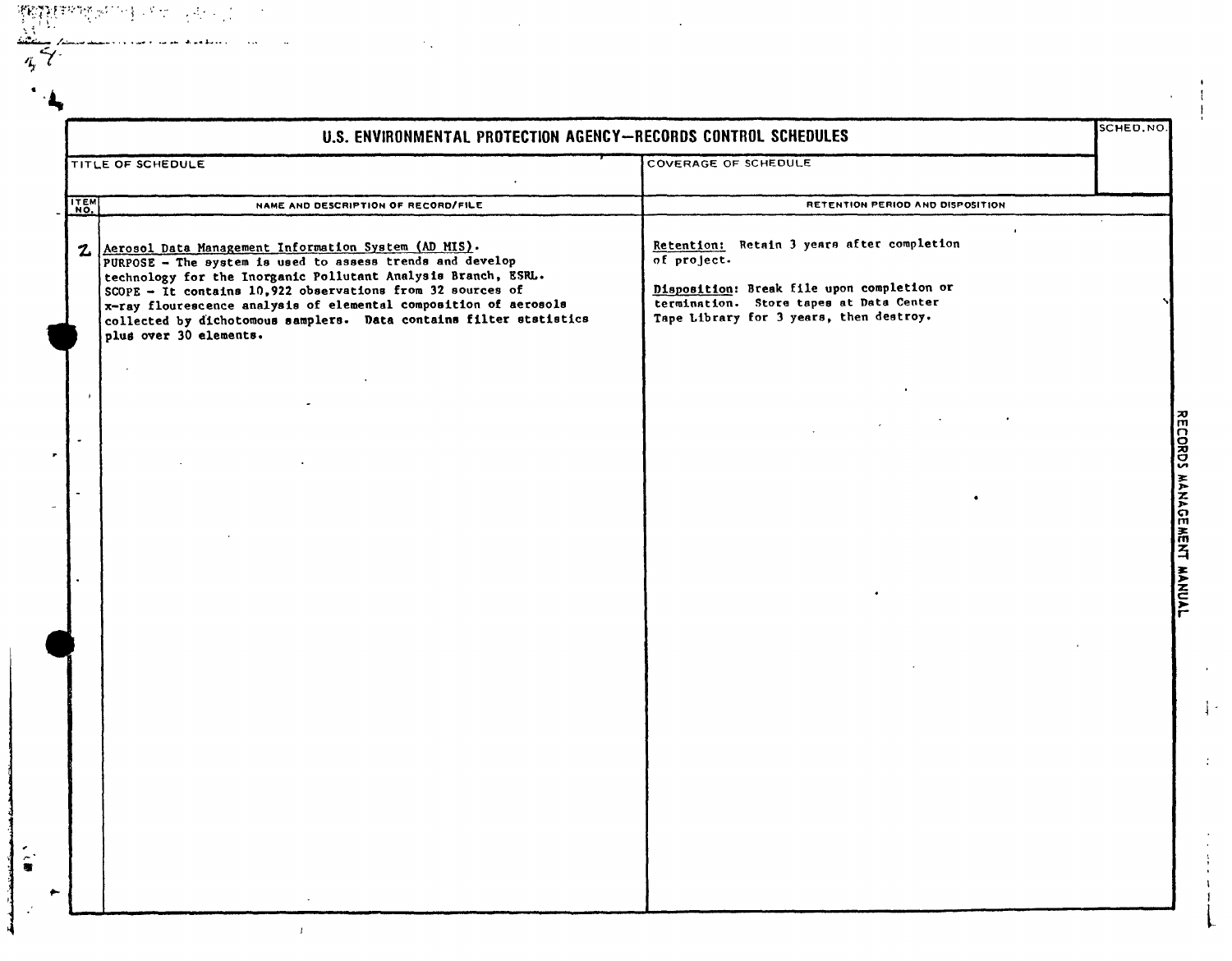# U.S. ENVIRONMENTAL PROTECTION AGENCY—RECORDS CONTROL SCHEDULES

| TITLE OF SCHEDULE | COVERAGE OF SCHEDULE | SCHED. NO. |
|---|---|---|
| | | |

| ITEM NO. | NAME AND DESCRIPTION OF RECORD/FILE | RETENTION PERIOD AND DISPOSITION |
|---|---|---|
| 2 | <u>Aerosol Data Management Information System (AD MIS)</u>.<br>PURPOSE - The system is used to assess trends and develop technology for the Inorganic Pollutant Analysis Branch, ESRL.<br>SCOPE - It contains 10,922 observations from 32 sources of x-ray flourescence analysis of elemental composition of aerosols collected by dichotomous samplers. Data contains filter statistics plus over 30 elements. | <u>Retention:</u> Retain 3 years after completion of project.<br><br><u>Disposition</u>: Break file upon completion or termination. Store tapes at Data Center Tape Library for 3 years, then destroy. |

RECORDS MANAGEMENT MANUAL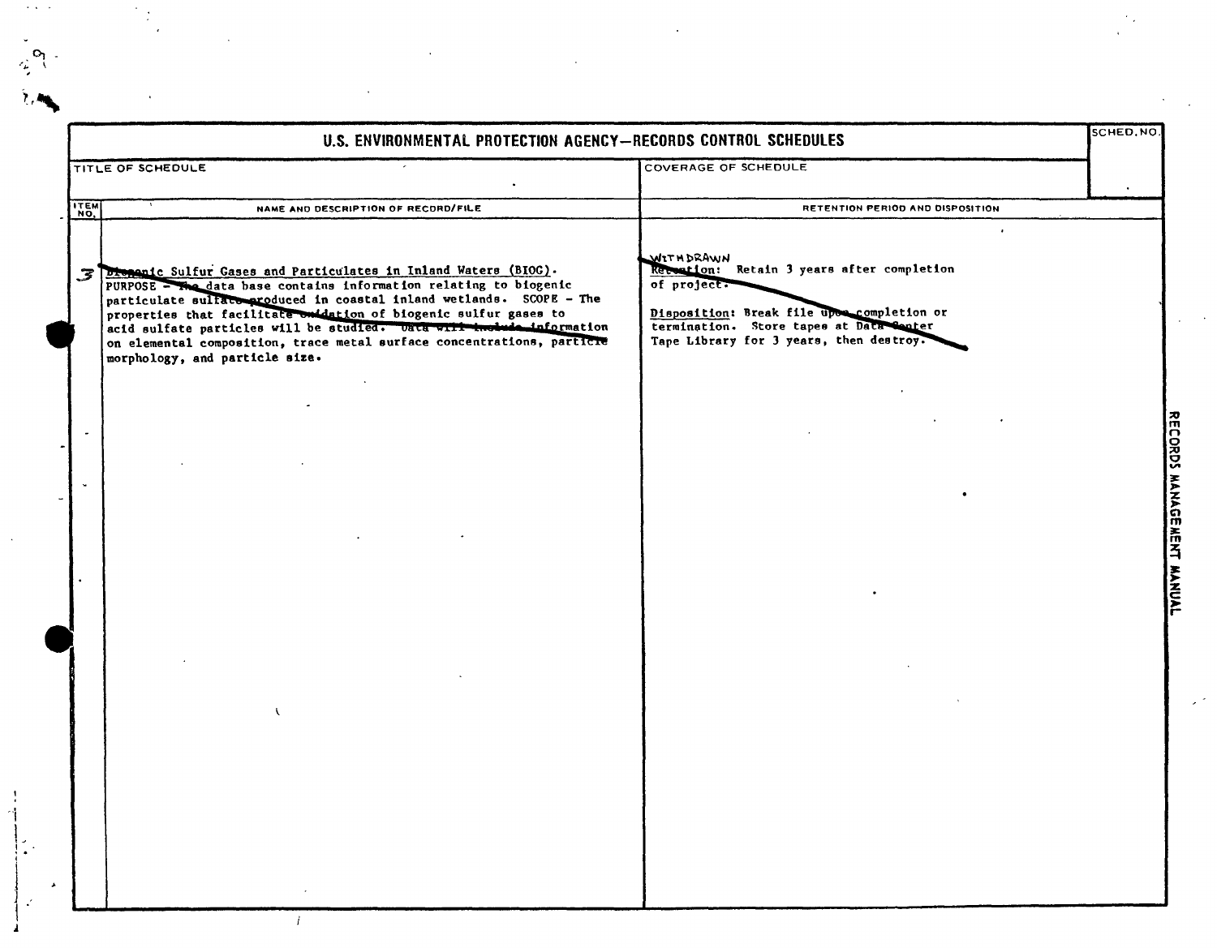# U.S. ENVIRONMENTAL PROTECTION AGENCY—RECORDS CONTROL SCHEDULES

| TITLE OF SCHEDULE | COVERAGE OF SCHEDULE | SCHED. NO. |
|---|---|---|
| | | |

| ITEM NO. | NAME AND DESCRIPTION OF RECORD/FILE | RETENTION PERIOD AND DISPOSITION |
|---|---|---|
| 3 | Biogenic Sulfur Gases and Particulates in Inland Waters (BIOG). PURPOSE - The data base contains information relating to biogenic particulate sulfate produced in coastal inland wetlands. SCOPE - The properties that facilitate oxidation of biogenic sulfur gases to acid sulfate particles will be studied. Data will include information on elemental composition, trace metal surface concentrations, particle morphology, and particle size. | WITHDRAWN<br>Retention: Retain 3 years after completion of project.<br><br>Disposition: Break file upon completion or termination. Store tapes at Data Center Tape Library for 3 years, then destroy. |

RECORDS MANAGEMENT MANUAL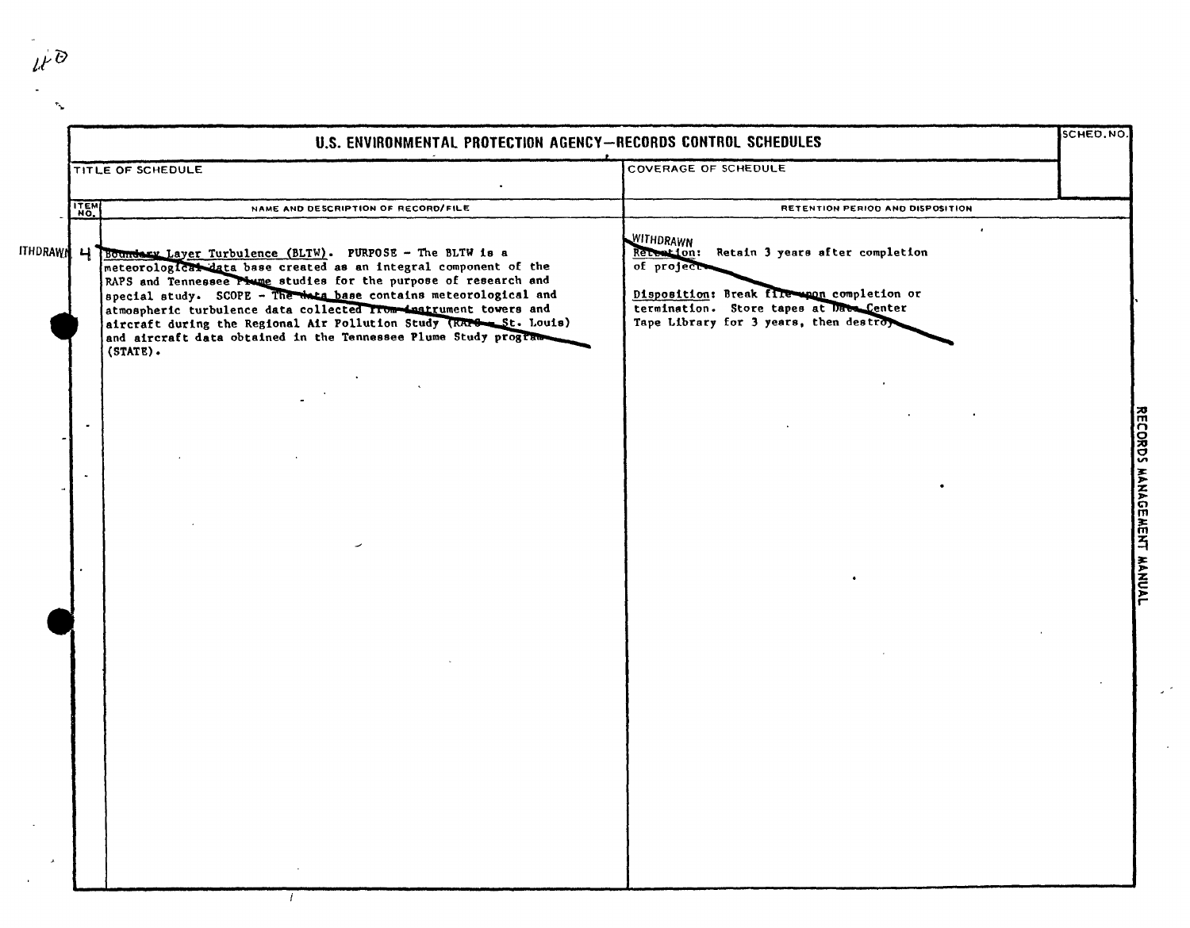# U.S. ENVIRONMENTAL PROTECTION AGENCY—RECORDS CONTROL SCHEDULES

| TITLE OF SCHEDULE | COVERAGE OF SCHEDULE | SCHED. NO. |
|---|---|---|
| | | |

| ITEM NO. | NAME AND DESCRIPTION OF RECORD/FILE | RETENTION PERIOD AND DISPOSITION |
|---|---|---|
| WITHDRAWN 4 | Boundary Layer Turbulence (BLTW). PURPOSE - The BLTW is a meteorological data base created as an integral component of the RAPS and Tennessee Plume studies for the purpose of research and special study. SCOPE - The data base contains meteorological and atmospheric turbulence data collected from instrument towers and aircraft during the Regional Air Pollution Study (RAPS - St. Louis) and aircraft data obtained in the Tennessee Plume Study program (STATE). | WITHDRAWN<br>Retention: Retain 3 years after completion of project.<br><br>Disposition: Break file upon completion or termination. Store tapes at Data Center Tape Library for 3 years, then destroy. |

RECORDS MANAGEMENT MANUAL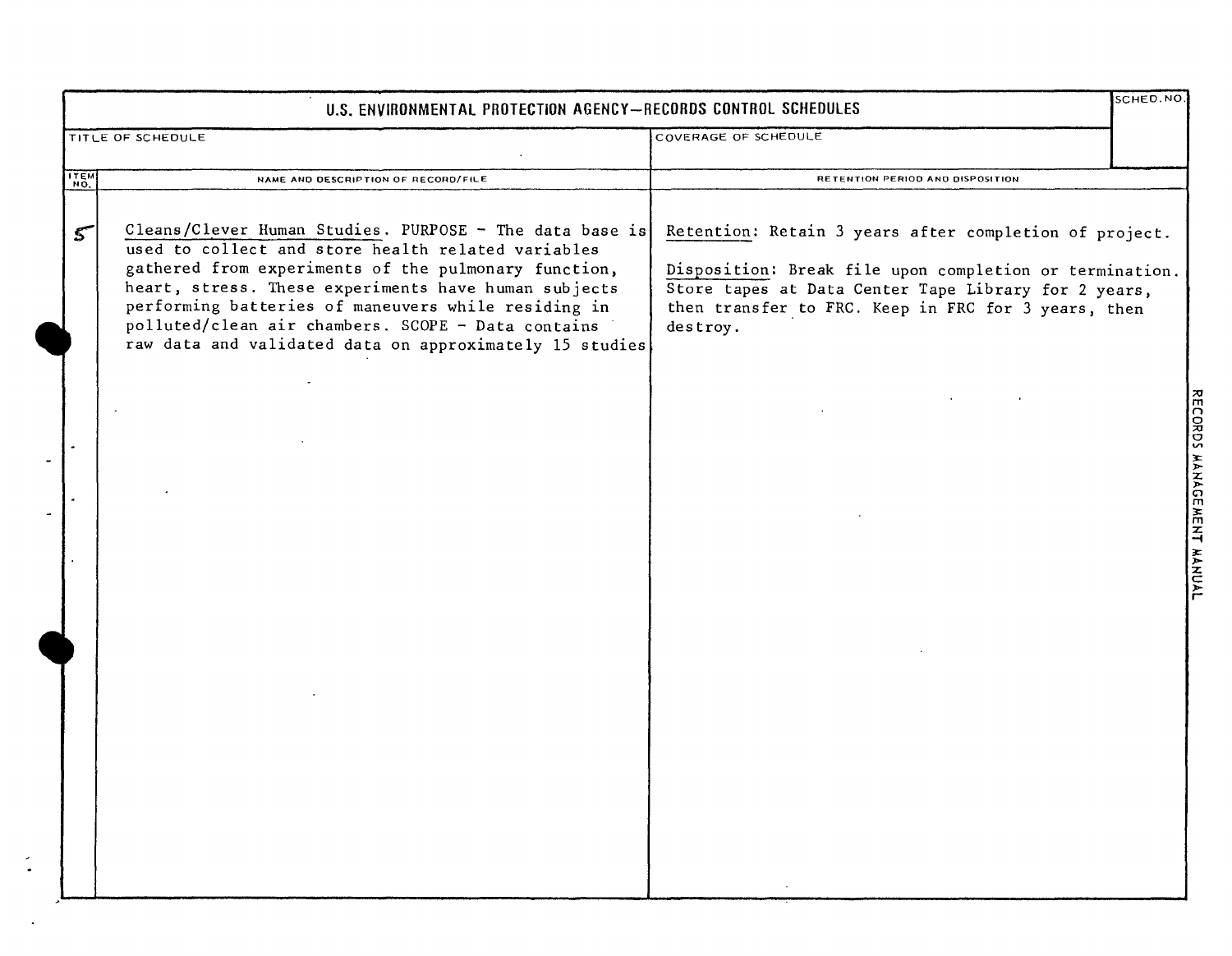# U.S. ENVIRONMENTAL PROTECTION AGENCY—RECORDS CONTROL SCHEDULES

| TITLE OF SCHEDULE | COVERAGE OF SCHEDULE | SCHED. NO. |
|---|---|---|
| | | |

| ITEM NO. | NAME AND DESCRIPTION OF RECORD/FILE | RETENTION PERIOD AND DISPOSITION |
|---|---|---|
| 5 | Cleans/Clever Human Studies. PURPOSE - The data base is used to collect and store health related variables gathered from experiments of the pulmonary function, heart, stress. These experiments have human subjects performing batteries of maneuvers while residing in polluted/clean air chambers. SCOPE - Data contains raw data and validated data on approximately 15 studies | Retention: Retain 3 years after completion of project.<br><br>Disposition: Break file upon completion or termination. Store tapes at Data Center Tape Library for 2 years, then transfer to FRC. Keep in FRC for 3 years, then destroy. |

RECORDS MANAGEMENT MANUAL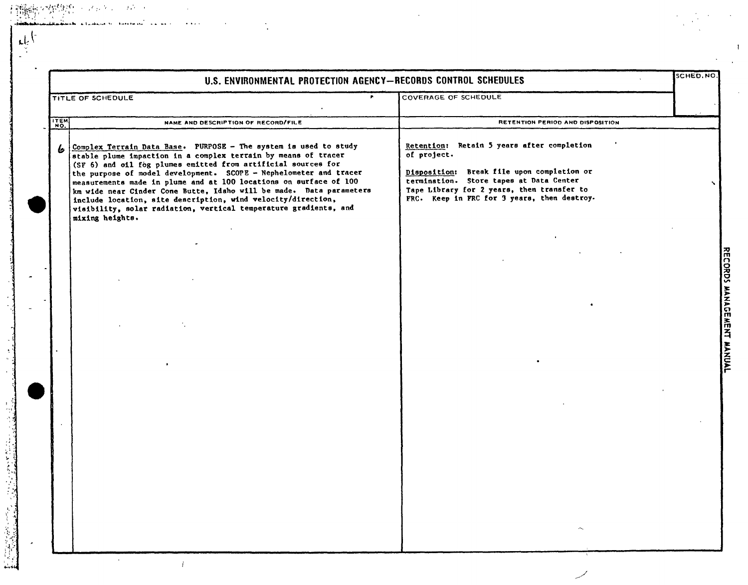# U.S. ENVIRONMENTAL PROTECTION AGENCY—RECORDS CONTROL SCHEDULES

| TITLE OF SCHEDULE | COVERAGE OF SCHEDULE | SCHED. NO. |
|---|---|---|
| | | |

| ITEM NO. | NAME AND DESCRIPTION OF RECORD/FILE | RETENTION PERIOD AND DISPOSITION |
|---|---|---|
| 6 | <u>Complex Terrain Data Base</u>. PURPOSE - The system is used to study stable plume impaction in a complex terrain by means of tracer ($SF_6$) and oil fog plumes emitted from artificial sources for the purpose of model development. SCOPE - Nephelometer and tracer measurements made in plume and at 100 locations on surface of 100 km wide near Cinder Cone Butte, Idaho will be made. Data parameters include location, site description, wind velocity/direction, visibility, solar radiation, vertical temperature gradients, and mixing heights. | <u>Retention</u>: Retain 5 years after completion of project.<br><br><u>Disposition</u>: Break file upon completion or termination. Store tapes at Data Center Tape Library for 2 years, then transfer to FRC. Keep in FRC for 3 years, then destroy. |

RECORDS MANAGEMENT MANUAL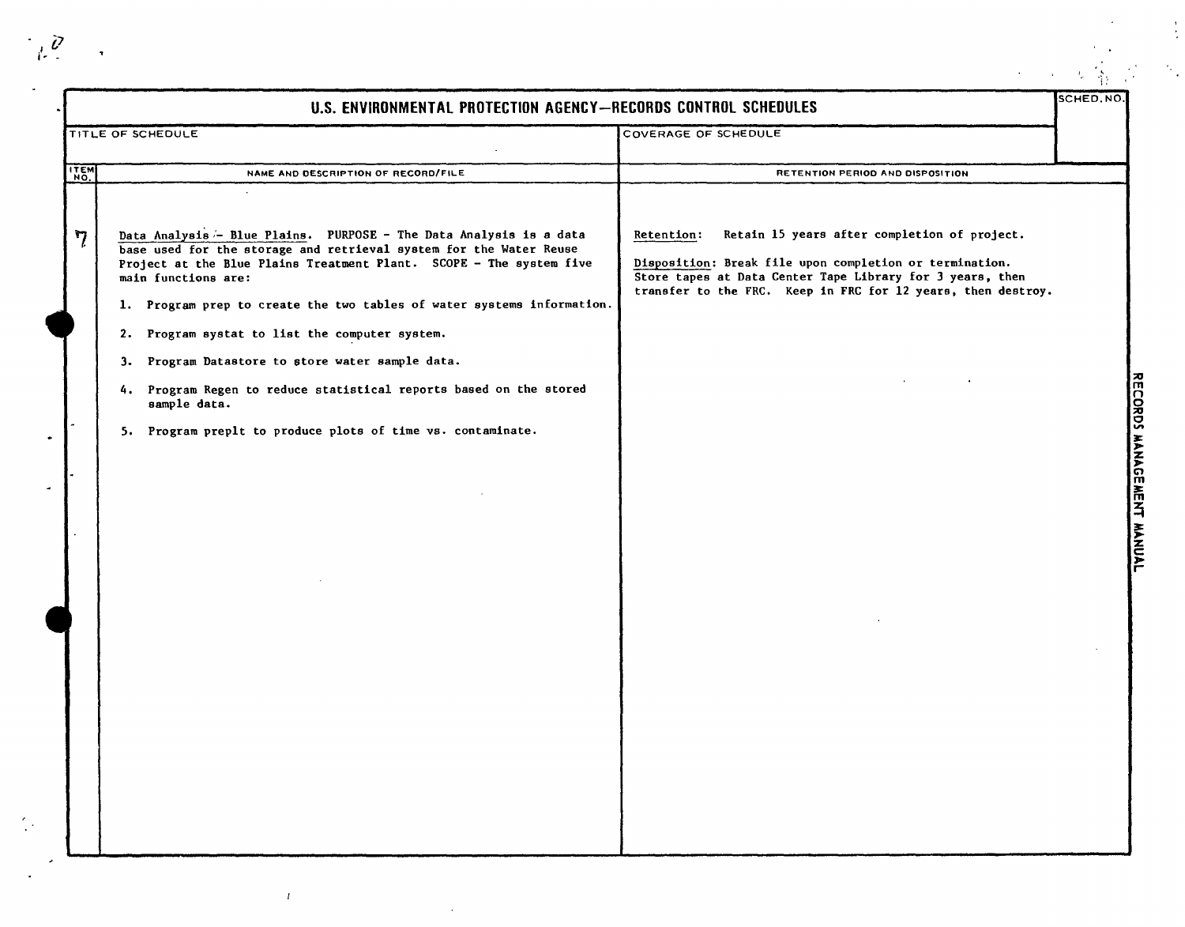# U.S. ENVIRONMENTAL PROTECTION AGENCY—RECORDS CONTROL SCHEDULES

| TITLE OF SCHEDULE | COVERAGE OF SCHEDULE | SCHED. NO. |
|---|---|---|
| | | |

| ITEM NO. | NAME AND DESCRIPTION OF RECORD/FILE | RETENTION PERIOD AND DISPOSITION |
|---|---|---|
| 7 | Data Analysis - Blue Plains. PURPOSE - The Data Analysis is a data base used for the storage and retrieval system for the Water Reuse Project at the Blue Plains Treatment Plant. SCOPE - The system five main functions are:<br><br>1. Program prep to create the two tables of water systems information.<br><br>2. Program systat to list the computer system.<br><br>3. Program Datastore to store water sample data.<br><br>4. Program Regen to reduce statistical reports based on the stored sample data.<br><br>5. Program preplt to produce plots of time vs. contaminate. | Retention: Retain 15 years after completion of project.<br><br>Disposition: Break file upon completion or termination. Store tapes at Data Center Tape Library for 3 years, then transfer to the FRC. Keep in FRC for 12 years, then destroy. |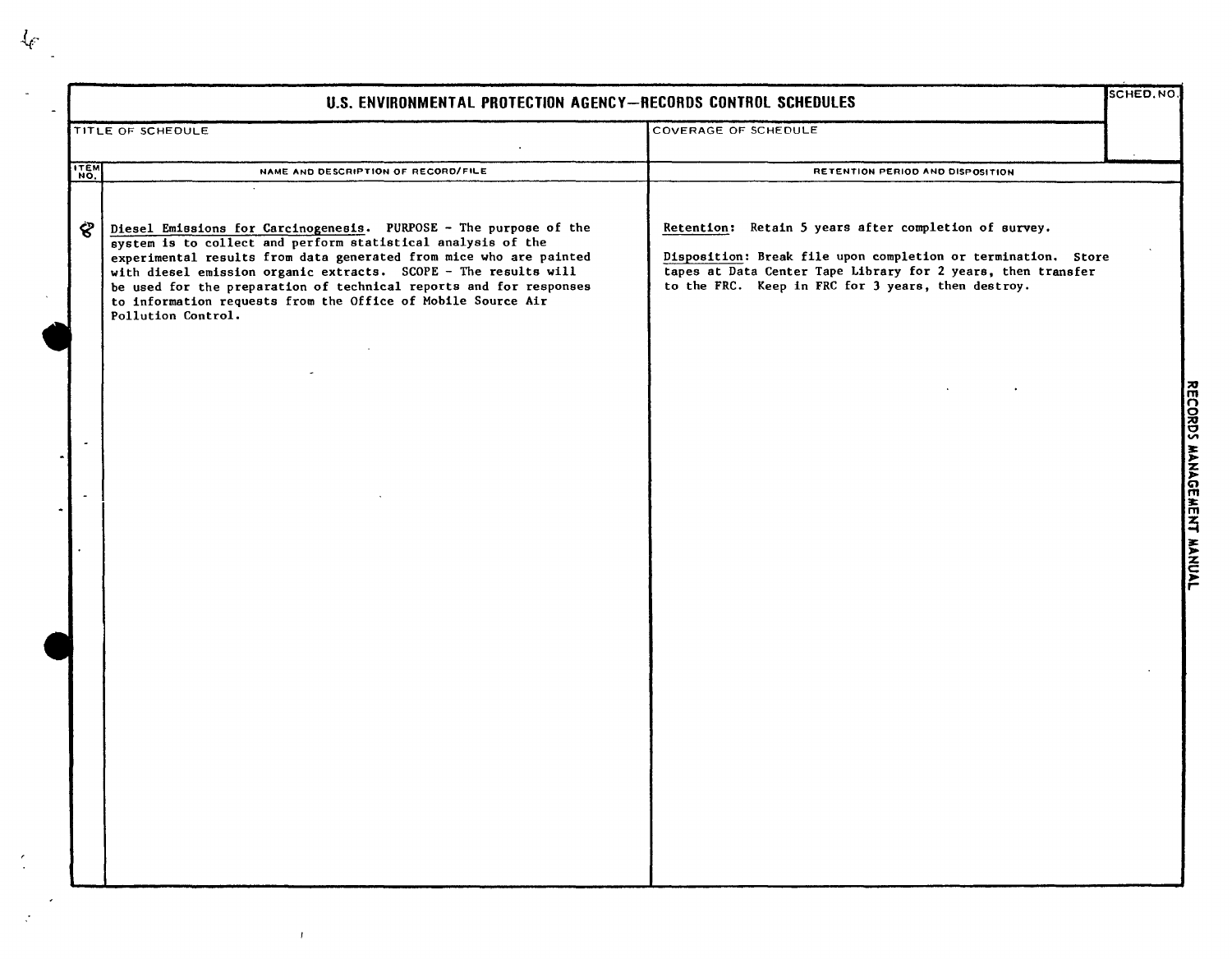# U.S. ENVIRONMENTAL PROTECTION AGENCY—RECORDS CONTROL SCHEDULES

| TITLE OF SCHEDULE | COVERAGE OF SCHEDULE | SCHED. NO. |
|---|---|---|
| | | |

| ITEM NO. | NAME AND DESCRIPTION OF RECORD/FILE | RETENTION PERIOD AND DISPOSITION |
|---|---|---|
| 8 | Diesel Emissions for Carcinogenesis. PURPOSE - The purpose of the system is to collect and perform statistical analysis of the experimental results from data generated from mice who are painted with diesel emission organic extracts. SCOPE - The results will be used for the preparation of technical reports and for responses to information requests from the Office of Mobile Source Air Pollution Control. | Retention: Retain 5 years after completion of survey.<br><br>Disposition: Break file upon completion or termination. Store tapes at Data Center Tape Library for 2 years, then transfer to the FRC. Keep in FRC for 3 years, then destroy. |

RECORDS MANAGEMENT MANUAL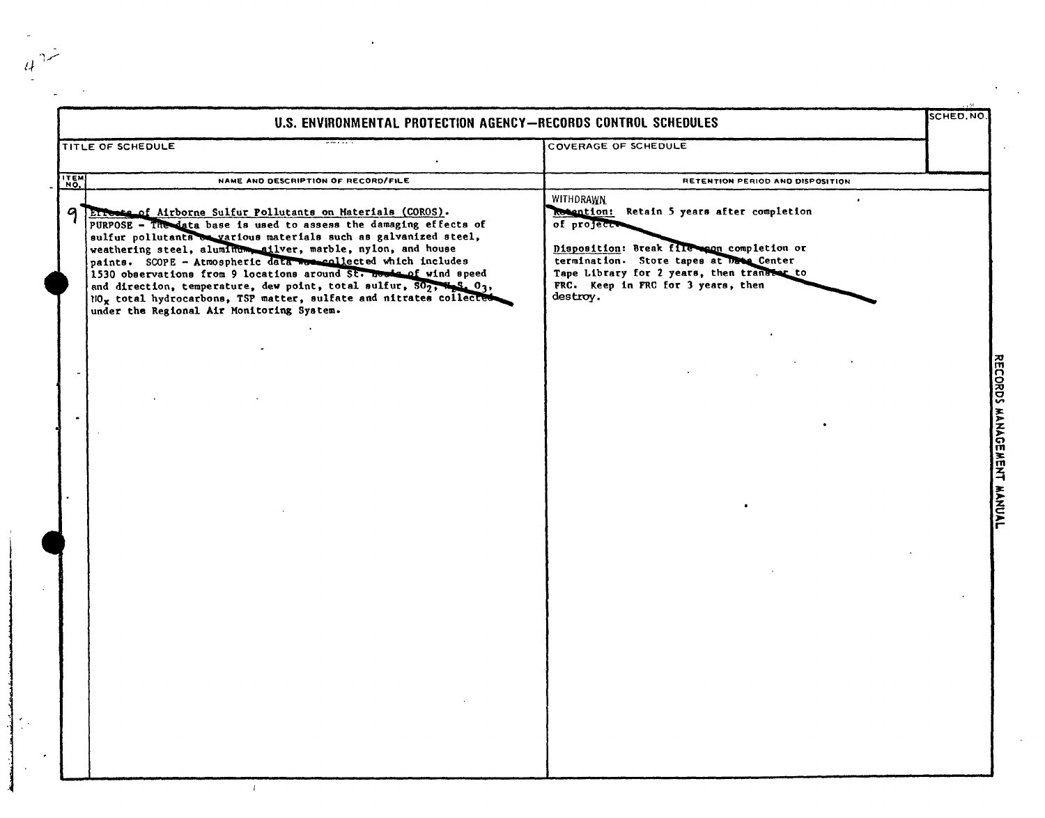# U.S. ENVIRONMENTAL PROTECTION AGENCY—RECORDS CONTROL SCHEDULES

| TITLE OF SCHEDULE | COVERAGE OF SCHEDULE | SCHED. NO. |
|---|---|---|
| | | |

| ITEM NO. | NAME AND DESCRIPTION OF RECORD/FILE | RETENTION PERIOD AND DISPOSITION |
|---|---|---|
| 9 | Effects of Airborne Sulfur Pollutants on Materials (COROS). PURPOSE – The data base is used to assess the damaging effects of sulfur pollutants on various materials such as galvanized steel, weathering steel, aluminum, silver, marble, nylon, and house paints. SCOPE – Atmospheric data was collected which includes 1530 observations from 9 locations around St. Louis of wind speed and direction, temperature, dew point, total sulfur, $SO_2$, $H_2S$, $O_3$, $NO_x$ total hydrocarbons, TSP matter, sulfate and nitrates collected under the Regional Air Monitoring System. | WITHDRAWN<br>Retention: Retain 5 years after completion of project.<br><br>Disposition: Break file upon completion or termination. Store tapes at Data Center Tape Library for 2 years, then transfer to FRC. Keep in FRC for 3 years, then destroy. |

RECORDS MANAGEMENT MANUAL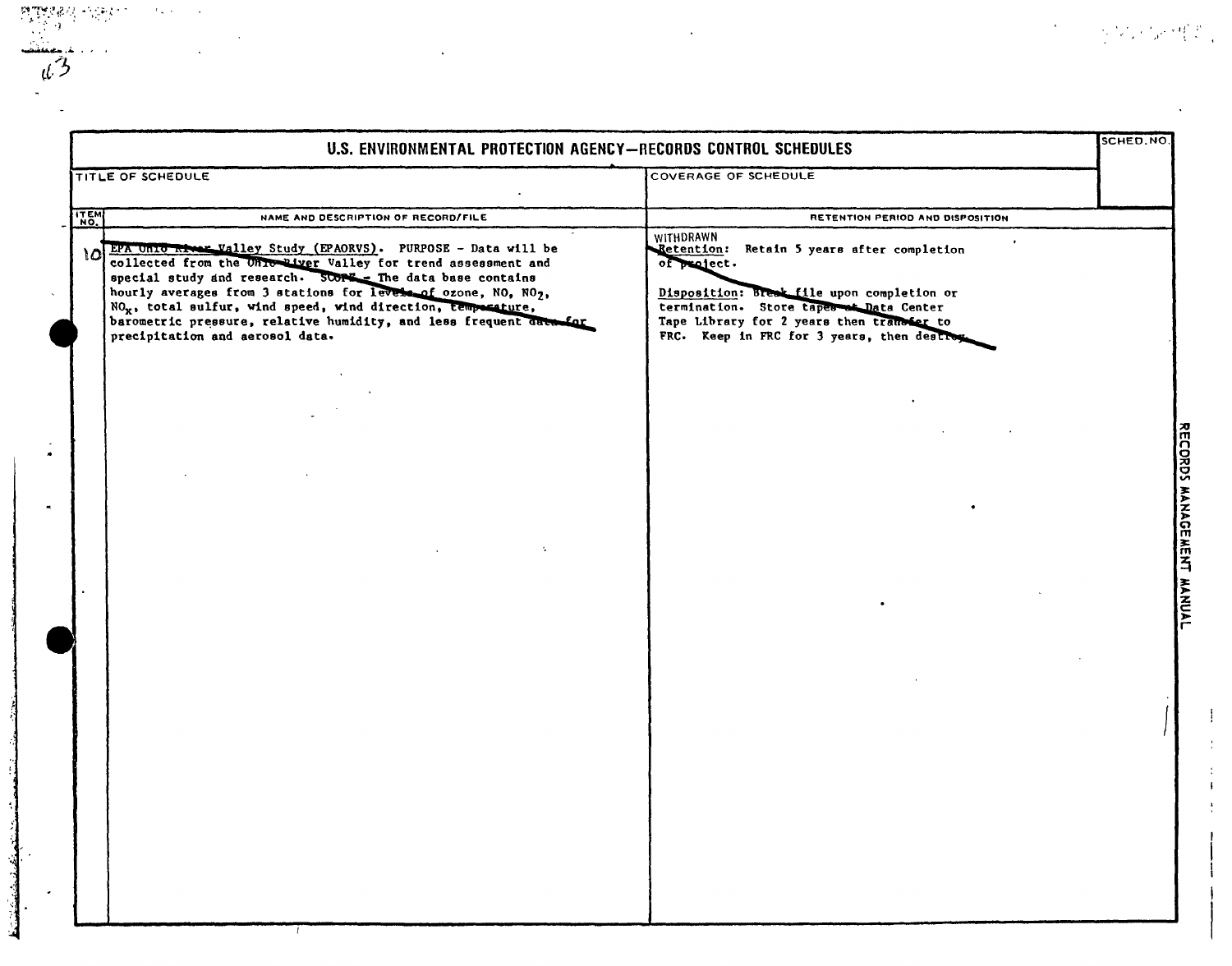## U.S. ENVIRONMENTAL PROTECTION AGENCY—RECORDS CONTROL SCHEDULES

| TITLE OF SCHEDULE | COVERAGE OF SCHEDULE | SCHED. NO. |
| --- | --- | --- |
| | | |

| ITEM NO. | NAME AND DESCRIPTION OF RECORD/FILE | RETENTION PERIOD AND DISPOSITION |
| --- | --- | --- |
| 10 | EPA Ohio River Valley Study (EPAORVS). PURPOSE - Data will be collected from the Ohio River Valley for trend assessment and special study and research. SCOPE - The data base contains hourly averages from 3 stations for levels of ozone, NO, $NO_2$, $NO_x$, total sulfur, wind speed, wind direction, temperature, barometric pressure, relative humidity, and less frequent data for precipitation and aerosol data. | WITHDRAWN<br>Retention: Retain 5 years after completion of project.<br><br>Disposition: Break file upon completion or termination. Store tapes at Data Center Tape Library for 2 years then transfer to FRC. Keep in FRC for 3 years, then destroy. |

RECORDS MANAGEMENT MANUAL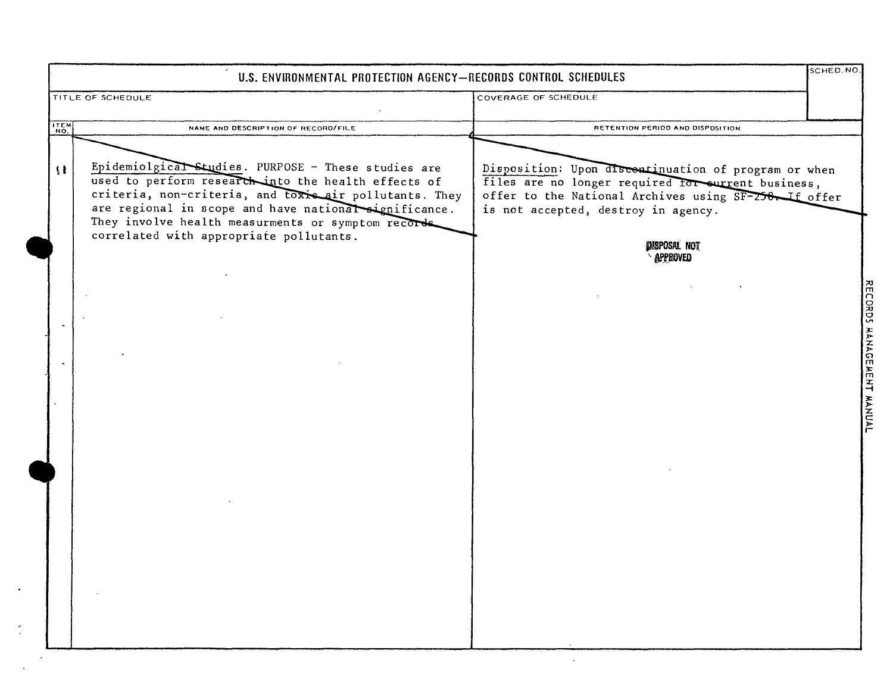# U.S. ENVIRONMENTAL PROTECTION AGENCY—RECORDS CONTROL SCHEDULES

| TITLE OF SCHEDULE | COVERAGE OF SCHEDULE | SCHED. NO. |
|---|---|---|
| | | |

| ITEM NO. | NAME AND DESCRIPTION OF RECORD/FILE | RETENTION PERIOD AND DISPOSITION |
|---|---|---|
| 11 | Epidemiolgical Studies. PURPOSE - These studies are used to perform research into the health effects of criteria, non-criteria, and toxic air pollutants. They are regional in scope and have national significance. They involve health measurments or symptom records correlated with appropriate pollutants. | Disposition: Upon discontinuation of program or when files are no longer required for current business, offer to the National Archives using SF-258. If offer is not accepted, destroy in agency.<br><br>DISPOSAL NOT APPROVED |

RECORDS MANAGEMENT MANUAL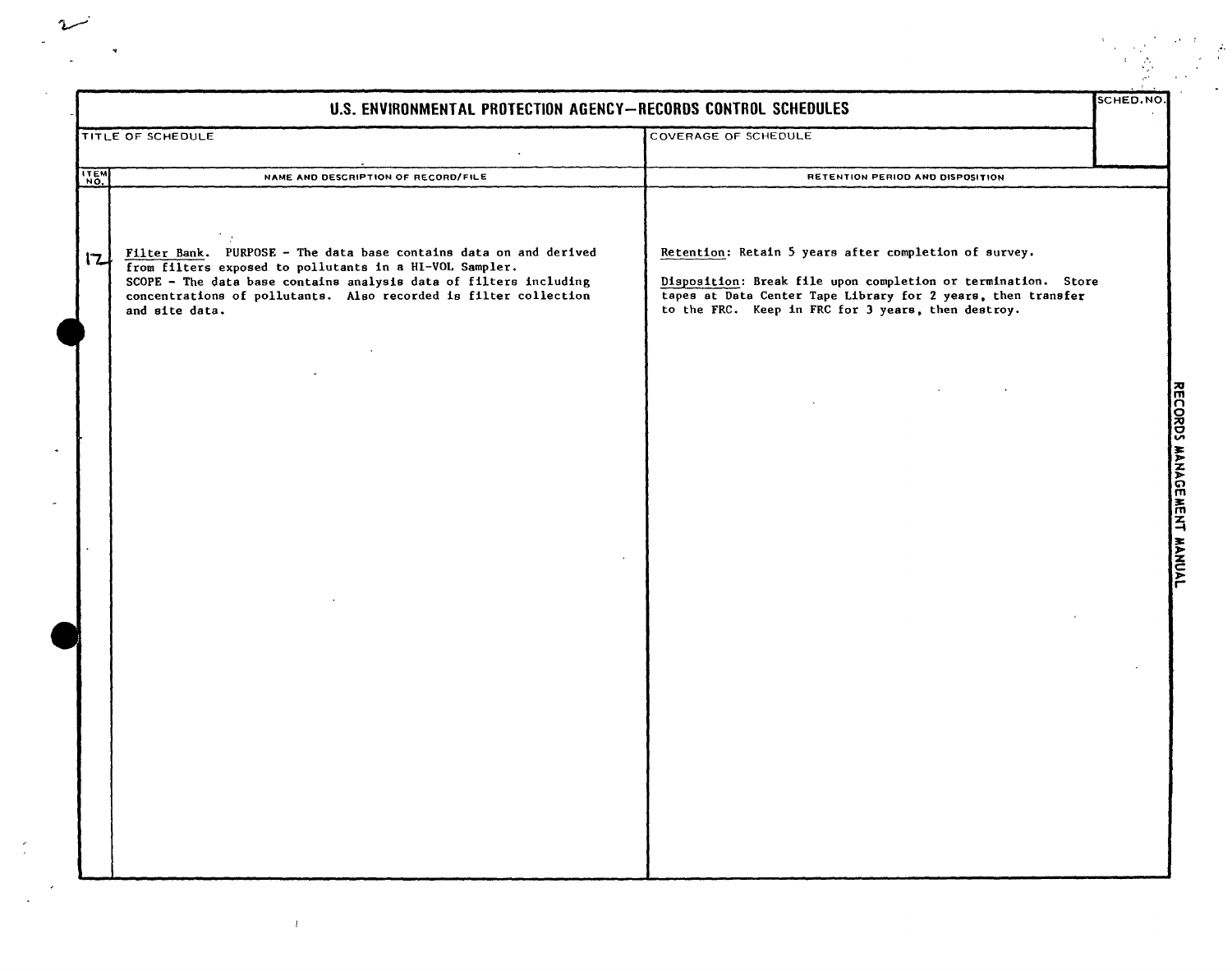# U.S. ENVIRONMENTAL PROTECTION AGENCY—RECORDS CONTROL SCHEDULES

| SCHED. NO. |
|---|
| |

| TITLE OF SCHEDULE | COVERAGE OF SCHEDULE |
|---|---|
| | |

| ITEM NO. | NAME AND DESCRIPTION OF RECORD/FILE | RETENTION PERIOD AND DISPOSITION |
|---|---|---|
| 12 | Filter Bank. PURPOSE - The data base contains data on and derived from filters exposed to pollutants in a HI-VOL Sampler. SCOPE - The data base contains analysis data of filters including concentrations of pollutants. Also recorded is filter collection and site data. | Retention: Retain 5 years after completion of survey.<br><br>Disposition: Break file upon completion or termination. Store tapes at Data Center Tape Library for 2 years, then transfer to the FRC. Keep in FRC for 3 years, then destroy. |

RECORDS MANAGEMENT MANUAL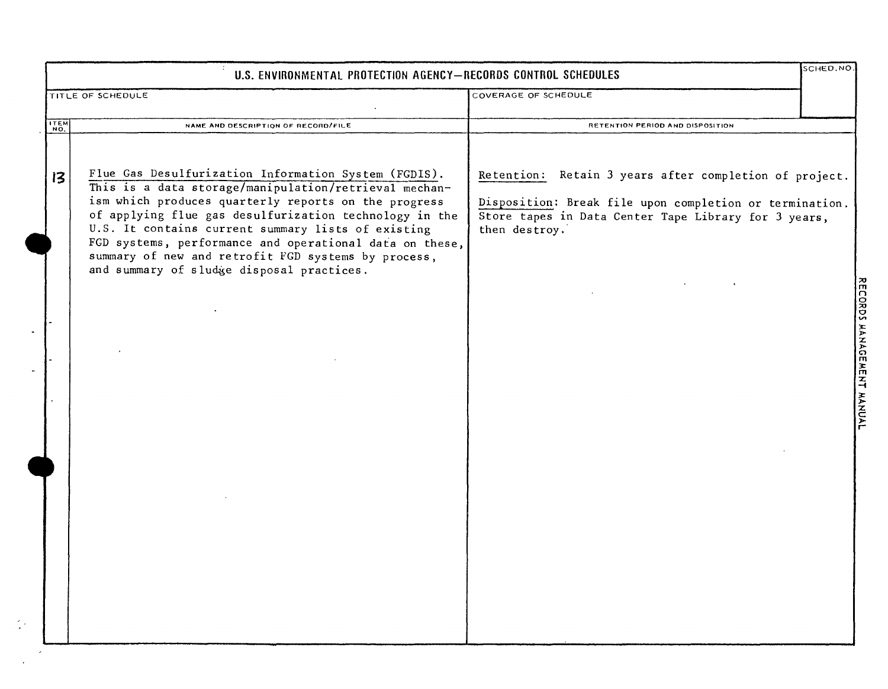# U.S. ENVIRONMENTAL PROTECTION AGENCY—RECORDS CONTROL SCHEDULES

| TITLE OF SCHEDULE | COVERAGE OF SCHEDULE | SCHED. NO. |
|---|---|---|
| | | |

| ITEM NO. | NAME AND DESCRIPTION OF RECORD/FILE | RETENTION PERIOD AND DISPOSITION |
|---|---|---|
| 13 | Flue Gas Desulfurization Information System (FGDIS). This is a data storage/manipulation/retrieval mechanism which produces quarterly reports on the progress of applying flue gas desulfurization technology in the U.S. It contains current summary lists of existing FGD systems, performance and operational data on these, summary of new and retrofit FGD systems by process, and summary of sludge disposal practices. | Retention: Retain 3 years after completion of project.<br><br>Disposition: Break file upon completion or termination. Store tapes in Data Center Tape Library for 3 years, then destroy. |

RECORDS MANAGEMENT MANUAL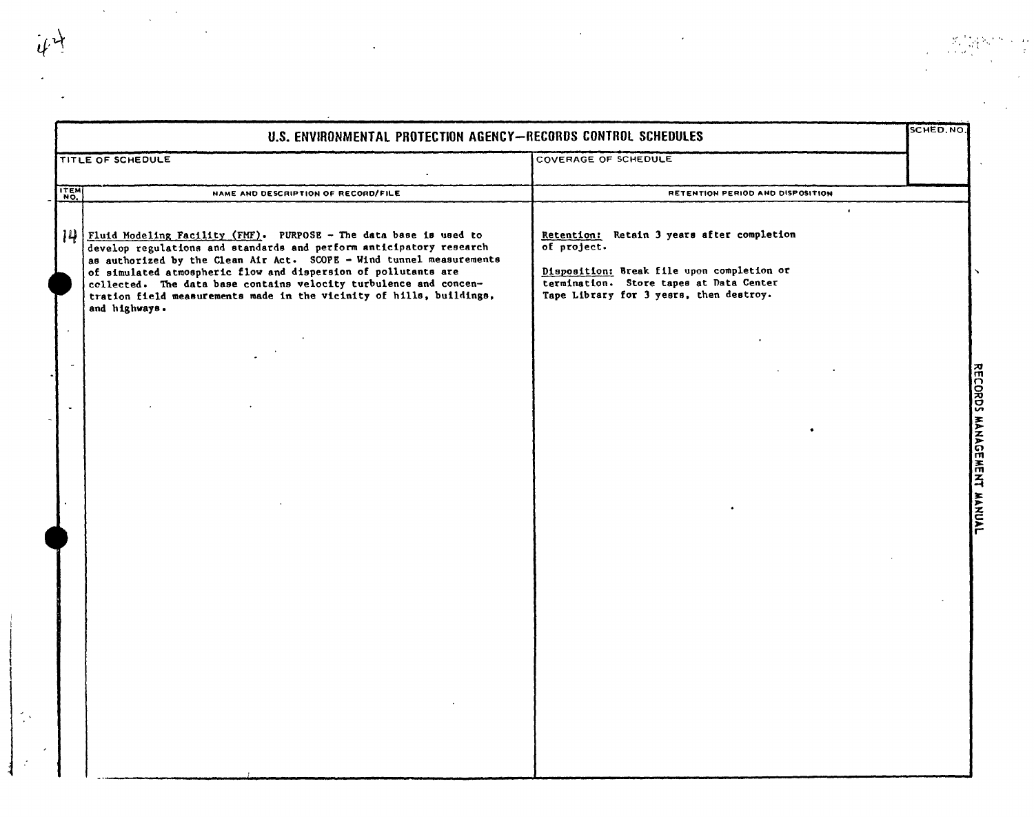# U.S. ENVIRONMENTAL PROTECTION AGENCY—RECORDS CONTROL SCHEDULES

| TITLE OF SCHEDULE | COVERAGE OF SCHEDULE | SCHED. NO. |
|---|---|---|
| | | |

| ITEM NO. | NAME AND DESCRIPTION OF RECORD/FILE | RETENTION PERIOD AND DISPOSITION |
|---|---|---|
| 14 | <u>Fluid Modeling Facility (FMF)</u>. PURPOSE - The data base is used to develop regulations and standards and perform anticipatory research as authorized by the Clean Air Act. SCOPE - Wind tunnel measurements of simulated atmospheric flow and dispersion of pollutants are collected. The data base contains velocity turbulence and concentration field measurements made in the vicinity of hills, buildings, and highways. | <u>Retention:</u> Retain 3 years after completion of project.<br><br><u>Disposition:</u> Break file upon completion or termination. Store tapes at Data Center Tape Library for 3 years, then destroy. |

RECORDS MANAGEMENT MANUAL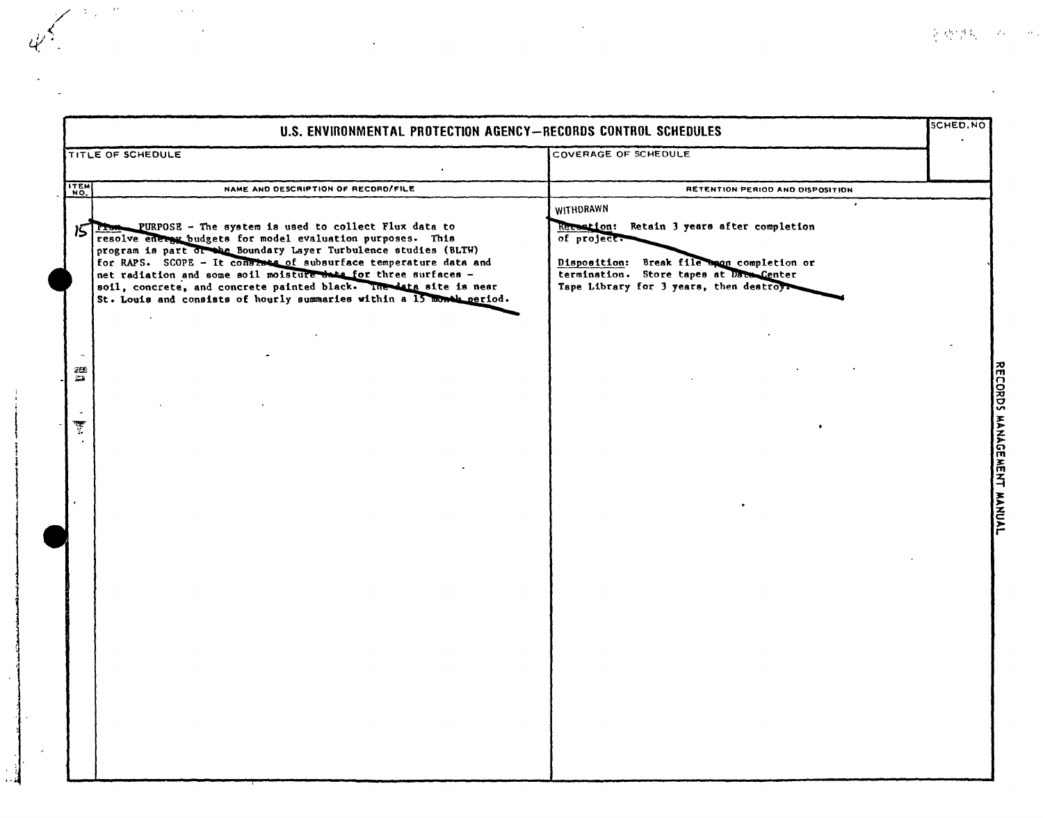# U.S. ENVIRONMENTAL PROTECTION AGENCY—RECORDS CONTROL SCHEDULES

| TITLE OF SCHEDULE | COVERAGE OF SCHEDULE | SCHED. NO |
|---|---|---|
| | | |

| ITEM NO. | NAME AND DESCRIPTION OF RECORD/FILE | RETENTION PERIOD AND DISPOSITION |
|---|---|---|
| 15 | Flux. PURPOSE - The system is used to collect Flux data to resolve energy budgets for model evaluation purposes. This program is part of the Boundary Layer Turbulence studies (BLTW) for RAPS. SCOPE - It consists of subsurface temperature data and net radiation and some soil moisture data for three surfaces - soil, concrete, and concrete painted black. The data site is near St. Louis and consists of hourly summaries within a 15 month period. | WITHDRAWN<br><br>**Retention:** Retain 3 years after completion of project.<br><br>**Disposition:** Break file upon completion or termination. Store tapes at Data Center Tape Library for 3 years, then destroy. |

RECORDS MANAGEMENT MANUAL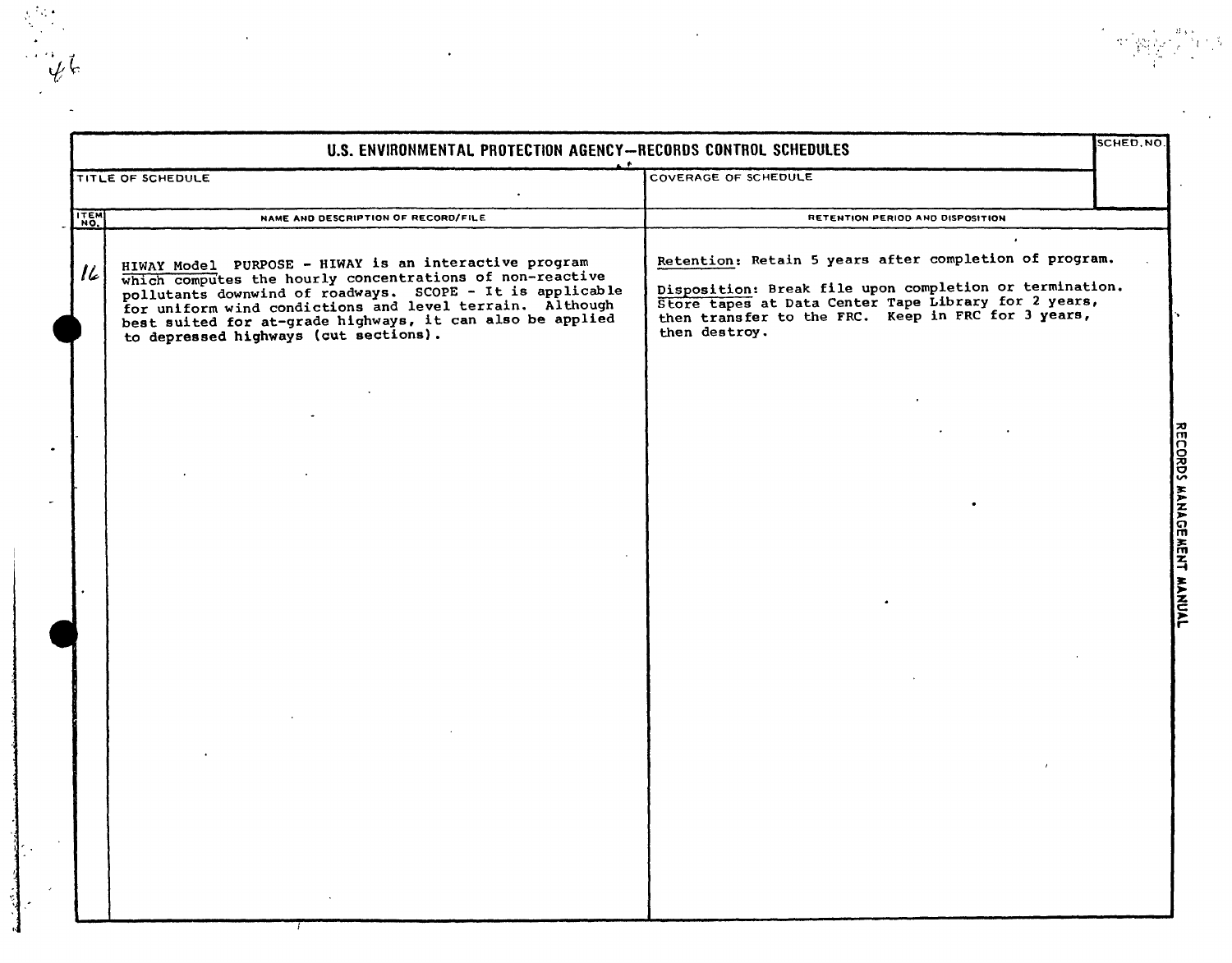# U.S. ENVIRONMENTAL PROTECTION AGENCY—RECORDS CONTROL SCHEDULES

| TITLE OF SCHEDULE | COVERAGE OF SCHEDULE | SCHED. NO. |
|---|---|---|
| | | |

| ITEM NO. | NAME AND DESCRIPTION OF RECORD/FILE | RETENTION PERIOD AND DISPOSITION |
|---|---|---|
| 16 | HIWAY Model PURPOSE - HIWAY is an interactive program which computes the hourly concentrations of non-reactive pollutants downwind of roadways. SCOPE - It is applicable for uniform wind conditions and level terrain. Although best suited for at-grade highways, it can also be applied to depressed highways (cut sections). | Retention: Retain 5 years after completion of program.<br><br>Disposition: Break file upon completion or termination. Store tapes at Data Center Tape Library for 2 years, then transfer to the FRC. Keep in FRC for 3 years, then destroy. |

RECORDS MANAGEMENT MANUAL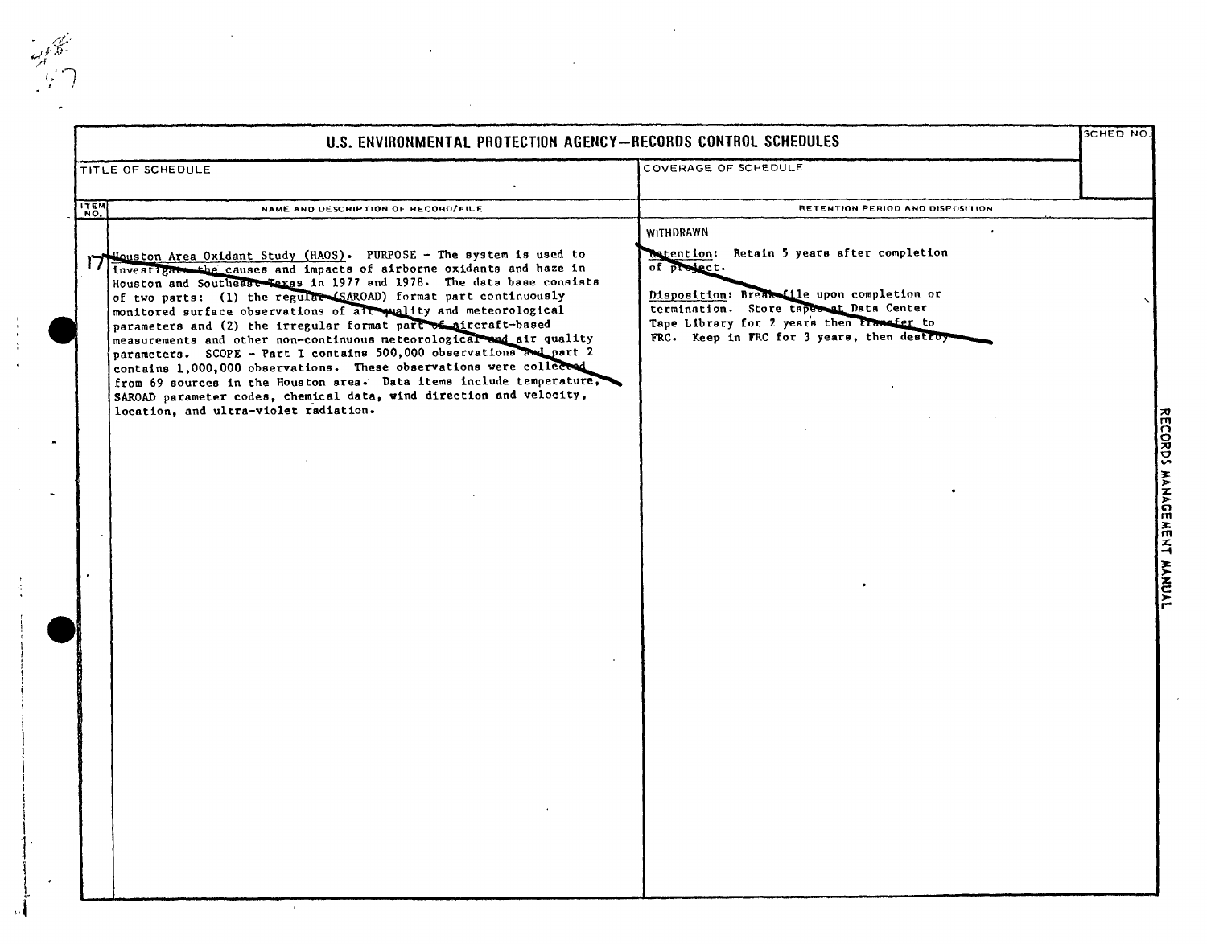# U.S. ENVIRONMENTAL PROTECTION AGENCY—RECORDS CONTROL SCHEDULES

| TITLE OF SCHEDULE | COVERAGE OF SCHEDULE | SCHED. NO. |
|---|---|---|
| | | |

| ITEM NO. | NAME AND DESCRIPTION OF RECORD/FILE | RETENTION PERIOD AND DISPOSITION |
|---|---|---|
| 17 | Houston Area Oxidant Study (HAOS). PURPOSE - The system is used to investigate the causes and impacts of airborne oxidants and haze in Houston and Southeast Texas in 1977 and 1978. The data base consists of two parts: (1) the regular (SAROAD) format part continuously monitored surface observations of air quality and meteorological parameters and (2) the irregular format part of aircraft-based measurements and other non-continuous meteorological and air quality parameters. SCOPE - Part I contains 500,000 observations and part 2 contains 1,000,000 observations. These observations were collected from 69 sources in the Houston area. Data items include temperature, SAROAD parameter codes, chemical data, wind direction and velocity, location, and ultra-violet radiation. | WITHDRAWN<br><br>Retention: Retain 5 years after completion of project.<br><br>Disposition: Break file upon completion or termination. Store tapes at Data Center Tape Library for 2 years then transfer to FRC. Keep in FRC for 3 years, then destroy |

RECORDS MANAGEMENT MANUAL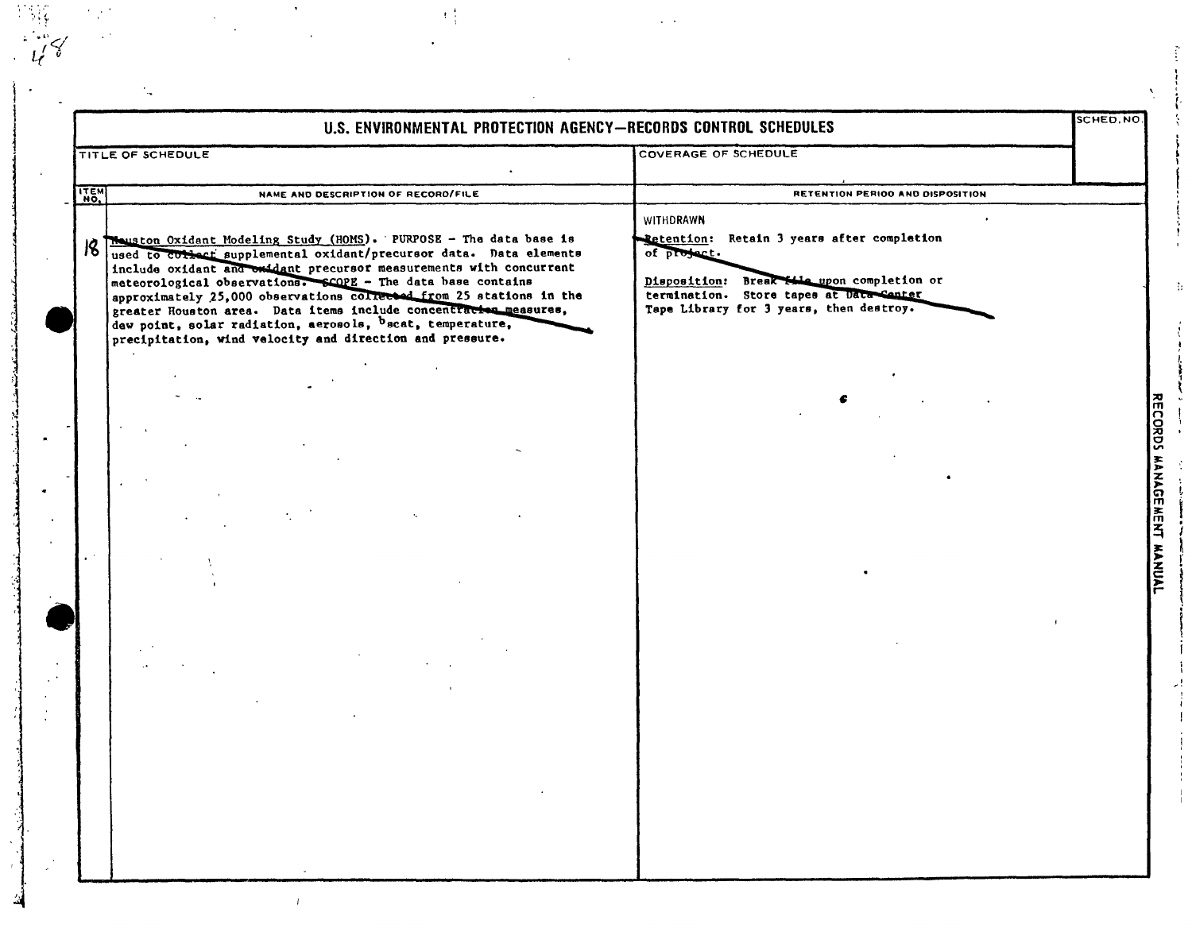# U.S. ENVIRONMENTAL PROTECTION AGENCY—RECORDS CONTROL SCHEDULES

| TITLE OF SCHEDULE | COVERAGE OF SCHEDULE | SCHED. NO. |
|---|---|---|
| | | |

| ITEM NO. | NAME AND DESCRIPTION OF RECORD/FILE | RETENTION PERIOD AND DISPOSITION |
|---|---|---|
| 18 | Houston Oxidant Modeling Study (HOMS). PURPOSE - The data base is used to collect supplemental oxidant/precursor data. Data elements include oxidant and oxidant precursor measurements with concurrent meteorological observations. SCOPE - The data base contains approximately 25,000 observations collected from 25 stations in the greater Houston area. Data items include concentration measures, dew point, solar radiation, aerosols, $b_{scat}$, temperature, precipitation, wind velocity and direction and pressure. | WITHDRAWN<br><br>Retention: Retain 3 years after completion of project.<br><br>Disposition: Break file upon completion or termination. Store tapes at Data Center Tape Library for 3 years, then destroy. |

RECORDS MANAGEMENT MANUAL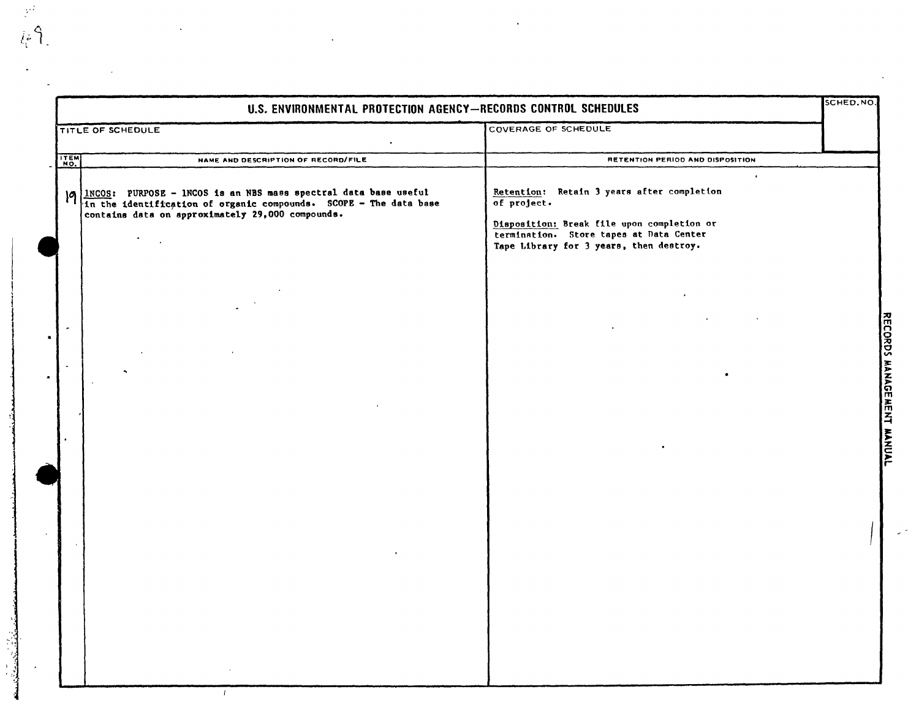## U.S. ENVIRONMENTAL PROTECTION AGENCY—RECORDS CONTROL SCHEDULES

| TITLE OF SCHEDULE | COVERAGE OF SCHEDULE | SCHED. NO. |
| --- | --- | --- |
| | | |

| ITEM NO. | NAME AND DESCRIPTION OF RECORD/FILE | RETENTION PERIOD AND DISPOSITION |
| --- | --- | --- |
| 19 | INCOS: PURPOSE - INCOS is an NBS mass spectral data base useful in the identification of organic compounds. SCOPE - The data base contains data on approximately 29,000 compounds. | Retention: Retain 3 years after completion of project. Disposition: Break file upon completion or termination. Store tapes at Data Center Tape Library for 3 years, then destroy. |

RECORDS MANAGEMENT MANUAL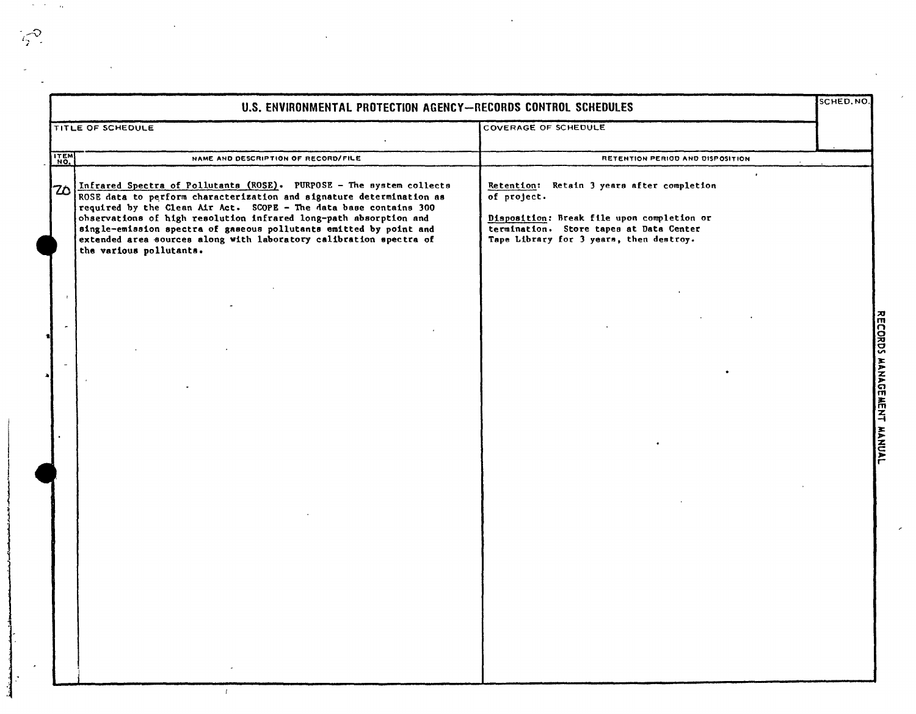# U.S. ENVIRONMENTAL PROTECTION AGENCY—RECORDS CONTROL SCHEDULES

| TITLE OF SCHEDULE | COVERAGE OF SCHEDULE | SCHED. NO. |
|---|---|---|
| | | |

| ITEM NO. | NAME AND DESCRIPTION OF RECORD/FILE | RETENTION PERIOD AND DISPOSITION |
|---|---|---|
| 20 | Infrared Spectra of Pollutants (ROSE). PURPOSE - The system collects ROSE data to perform characterization and signature determination as required by the Clean Air Act. SCOPE - The data base contains 300 observations of high resolution infrared long-path absorption and single-emission spectra of gaseous pollutants emitted by point and extended area sources along with laboratory calibration spectra of the various pollutants. | Retention: Retain 3 years after completion of project.<br><br>Disposition: Break file upon completion or termination. Store tapes at Data Center Tape Library for 3 years, then destroy. |

RECORDS MANAGEMENT MANUAL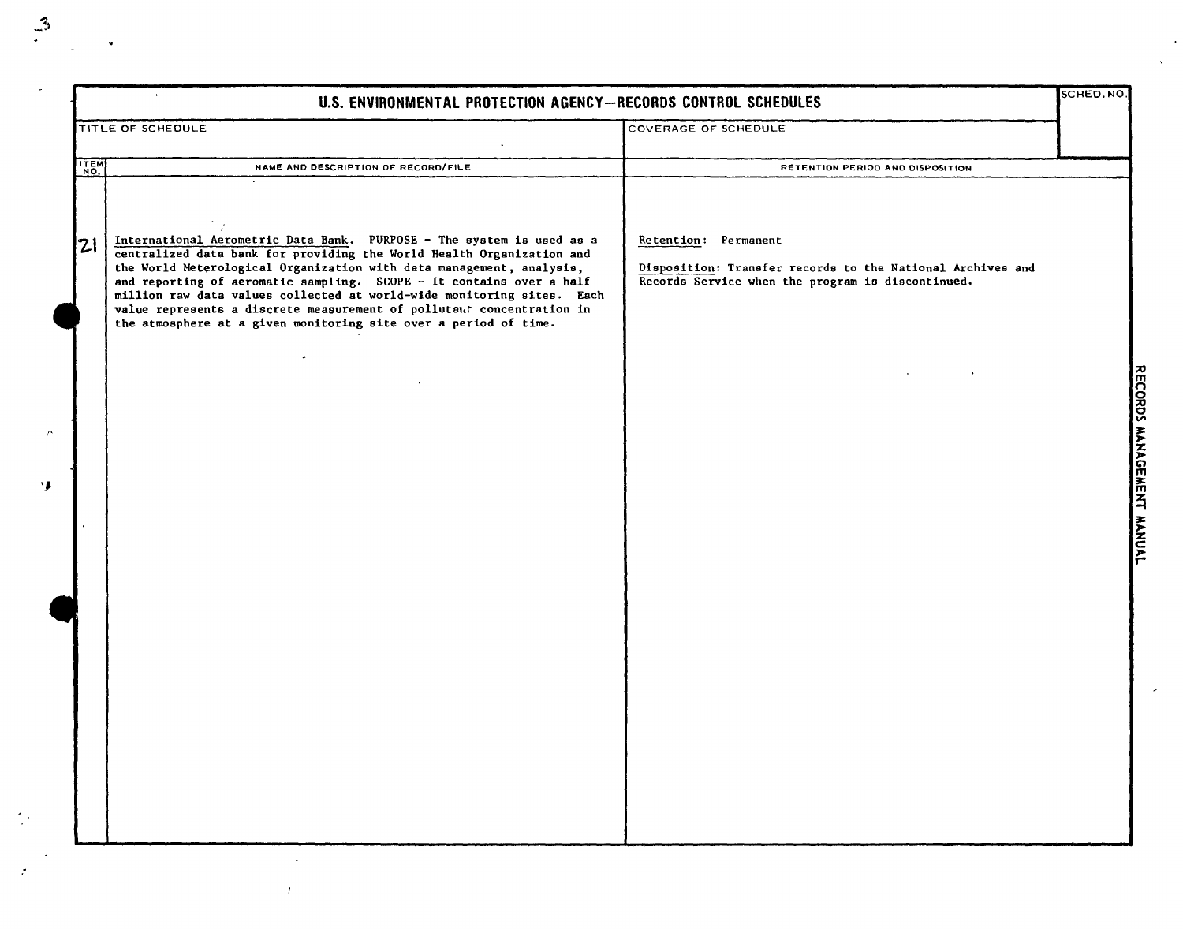# U.S. ENVIRONMENTAL PROTECTION AGENCY—RECORDS CONTROL SCHEDULES

| TITLE OF SCHEDULE | COVERAGE OF SCHEDULE | SCHED. NO. |
|---|---|---|
| | | |

| ITEM NO. | NAME AND DESCRIPTION OF RECORD/FILE | RETENTION PERIOD AND DISPOSITION |
|---|---|---|
| 21 | International Aerometric Data Bank. PURPOSE - The system is used as a centralized data bank for providing the World Health Organization and the World Meterological Organization with data management, analysis, and reporting of aeromatic sampling. SCOPE - It contains over a half million raw data values collected at world-wide monitoring sites. Each value represents a discrete measurement of pollutant concentration in the atmosphere at a given monitoring site over a period of time. | Retention: Permanent<br><br>Disposition: Transfer records to the National Archives and Records Service when the program is discontinued. |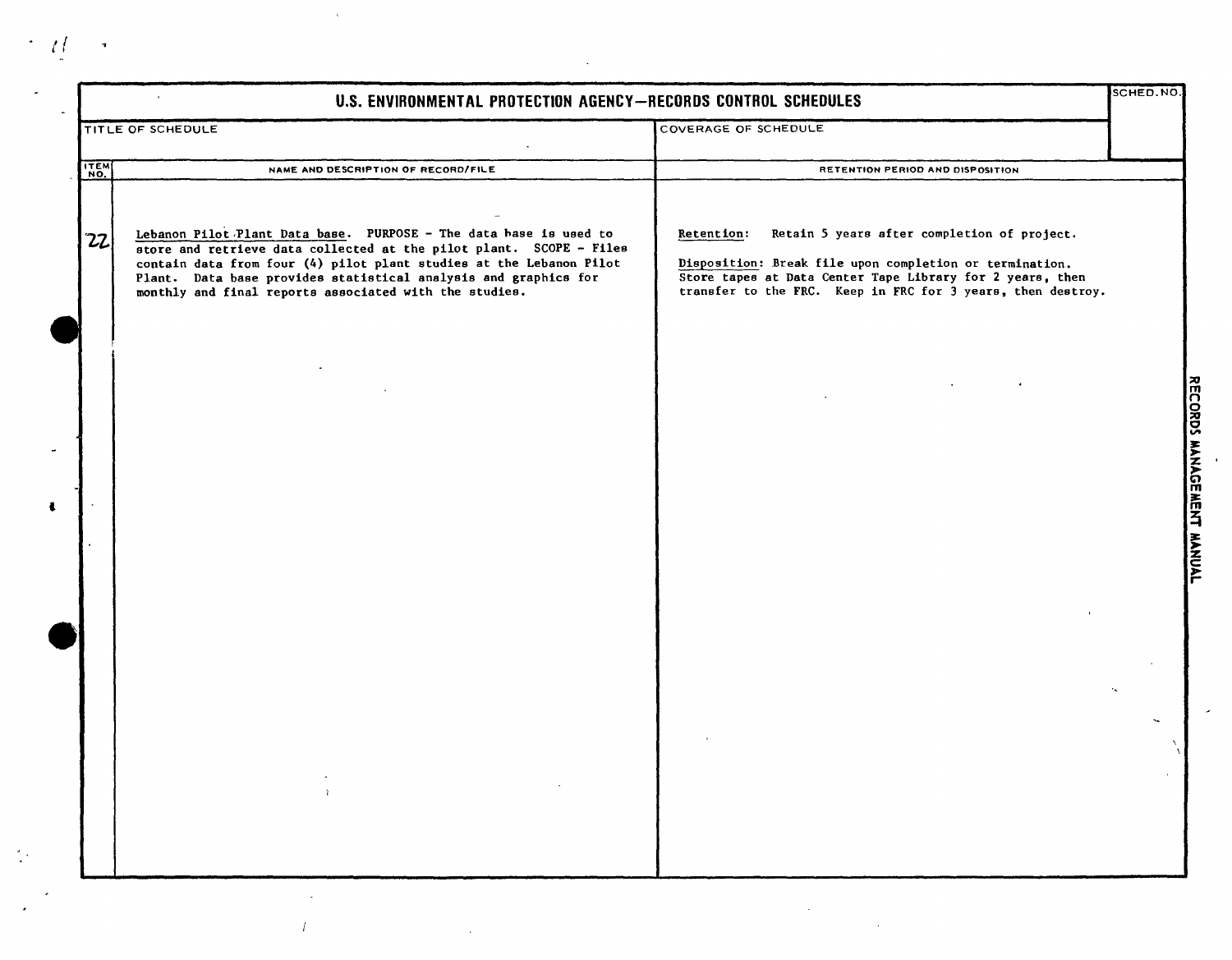# U.S. ENVIRONMENTAL PROTECTION AGENCY—RECORDS CONTROL SCHEDULES

| TITLE OF SCHEDULE | COVERAGE OF SCHEDULE | SCHED. NO. |
|---|---|---|
| | | |

| ITEM NO. | NAME AND DESCRIPTION OF RECORD/FILE | RETENTION PERIOD AND DISPOSITION |
|---|---|---|
| 22 | Lebanon Pilot Plant Data base. PURPOSE - The data base is used to store and retrieve data collected at the pilot plant. SCOPE - Files contain data from four (4) pilot plant studies at the Lebanon Pilot Plant. Data base provides statistical analysis and graphics for monthly and final reports associated with the studies. | Retention: Retain 5 years after completion of project.<br><br>Disposition: Break file upon completion or termination. Store tapes at Data Center Tape Library for 2 years, then transfer to the FRC. Keep in FRC for 3 years, then destroy. |

RECORDS MANAGEMENT MANUAL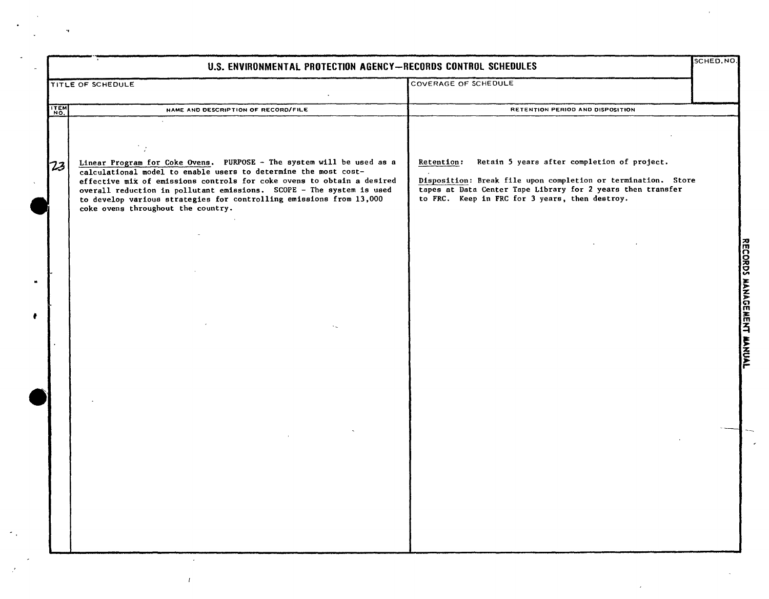# U.S. ENVIRONMENTAL PROTECTION AGENCY—RECORDS CONTROL SCHEDULES

| TITLE OF SCHEDULE | COVERAGE OF SCHEDULE | SCHED. NO. |
|---|---|---|
| | | |

| ITEM NO. | NAME AND DESCRIPTION OF RECORD/FILE | RETENTION PERIOD AND DISPOSITION |
|---|---|---|
| 23 | Linear Program for Coke Ovens. PURPOSE - The system will be used as a calculational model to enable users to determine the most cost-effective mix of emissions controls for coke ovens to obtain a desired overall reduction in pollutant emissions. SCOPE - The system is used to develop various strategies for controlling emissions from 13,000 coke ovens throughout the country. | Retention: Retain 5 years after completion of project.<br><br>Disposition: Break file upon completion or termination. Store tapes at Data Center Tape Library for 2 years then transfer to FRC. Keep in FRC for 3 years, then destroy. |

RECORDS MANAGEMENT MANUAL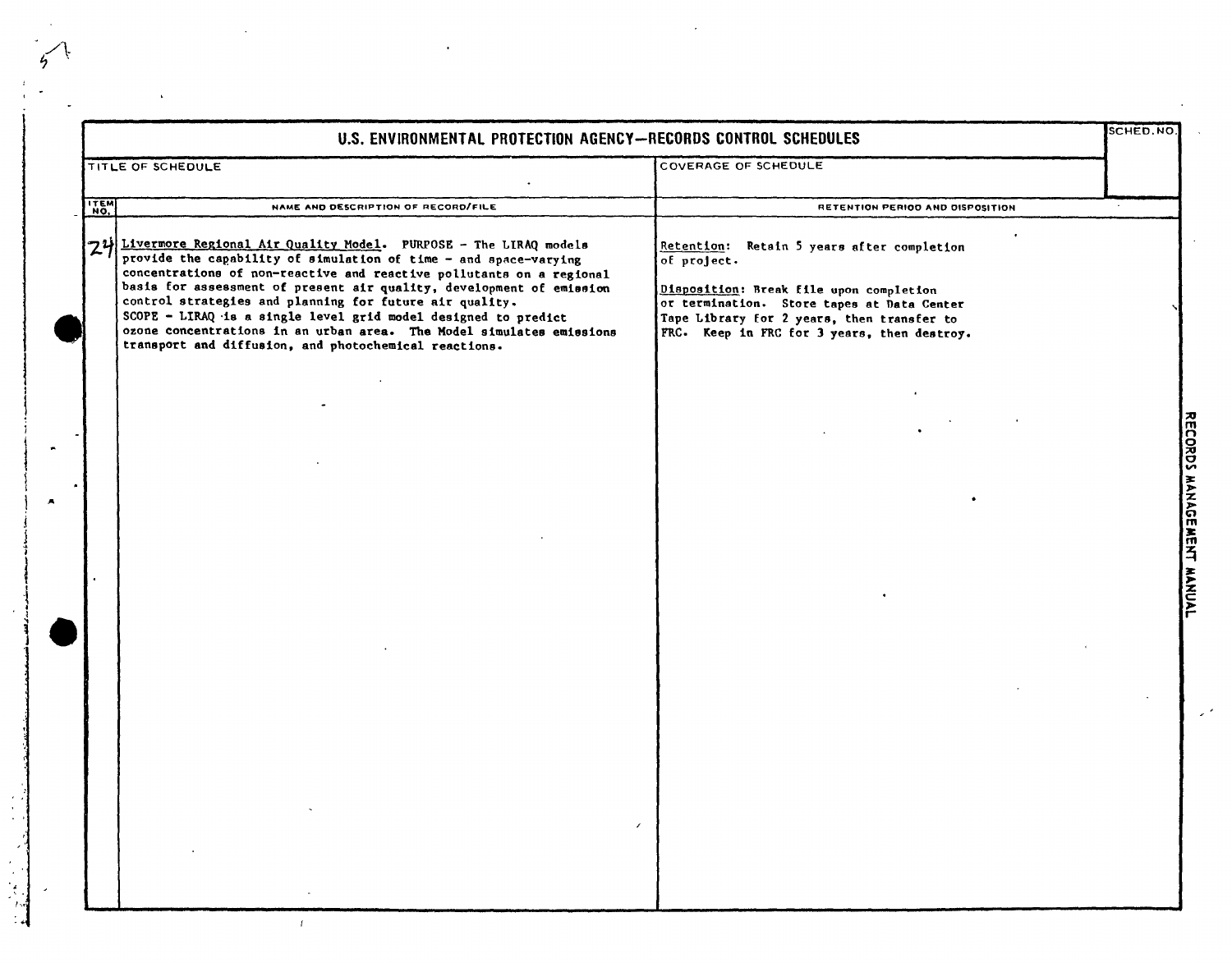## U.S. ENVIRONMENTAL PROTECTION AGENCY—RECORDS CONTROL SCHEDULES

| TITLE OF SCHEDULE | COVERAGE OF SCHEDULE | SCHED. NO. |
|---|---|---|
| | | |

| ITEM NO. | NAME AND DESCRIPTION OF RECORD/FILE | RETENTION PERIOD AND DISPOSITION |
|---|---|---|
| 24 | Livermore Regional Air Quality Model. PURPOSE - The LIRAQ models provide the capability of simulation of time - and space-varying concentrations of non-reactive and reactive pollutants on a regional basis for assessment of present air quality, development of emission control strategies and planning for future air quality. SCOPE - LIRAQ is a single level grid model designed to predict ozone concentrations in an urban area. The Model simulates emissions transport and diffusion, and photochemical reactions. | Retention: Retain 5 years after completion of project. <br><br> Disposition: Break file upon completion or termination. Store tapes at Data Center Tape Library for 2 years, then transfer to FRC. Keep in FRC for 3 years, then destroy. |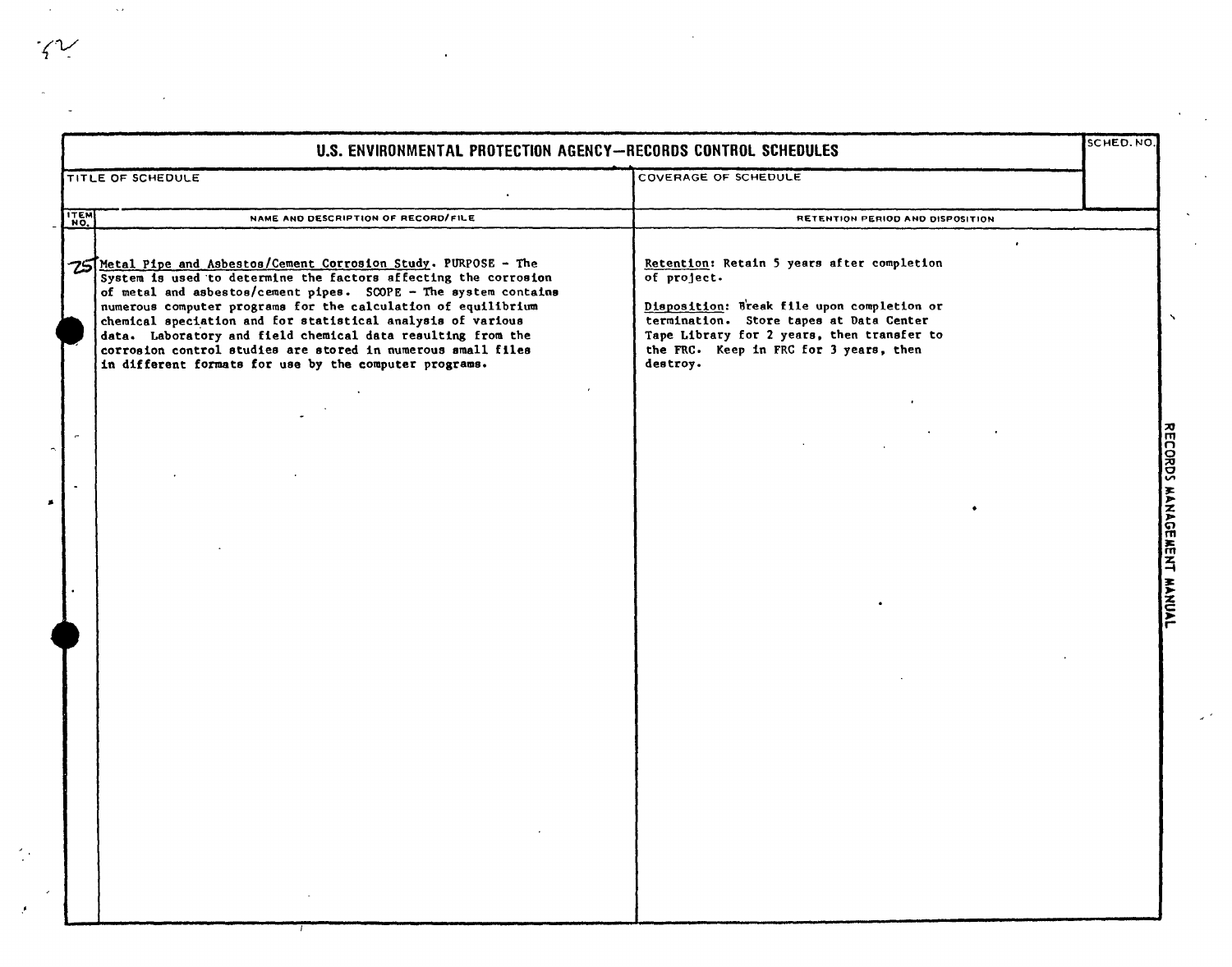# U.S. ENVIRONMENTAL PROTECTION AGENCY—RECORDS CONTROL SCHEDULES

| TITLE OF SCHEDULE | COVERAGE OF SCHEDULE | SCHED. NO. |
|---|---|---|
| | | |

| ITEM NO. | NAME AND DESCRIPTION OF RECORD/FILE | RETENTION PERIOD AND DISPOSITION |
|---|---|---|
| 25 | Metal Pipe and Asbestos/Cement Corrosion Study. PURPOSE - The System is used to determine the factors affecting the corrosion of metal and asbestos/cement pipes. SCOPE - The system contains numerous computer programs for the calculation of equilibrium chemical speciation and for statistical analysis of various data. Laboratory and field chemical data resulting from the corrosion control studies are stored in numerous small files in different formats for use by the computer programs. | Retention: Retain 5 years after completion of project.<br><br>Disposition: Break file upon completion or termination. Store tapes at Data Center Tape Library for 2 years, then transfer to the FRC. Keep in FRC for 3 years, then destroy. |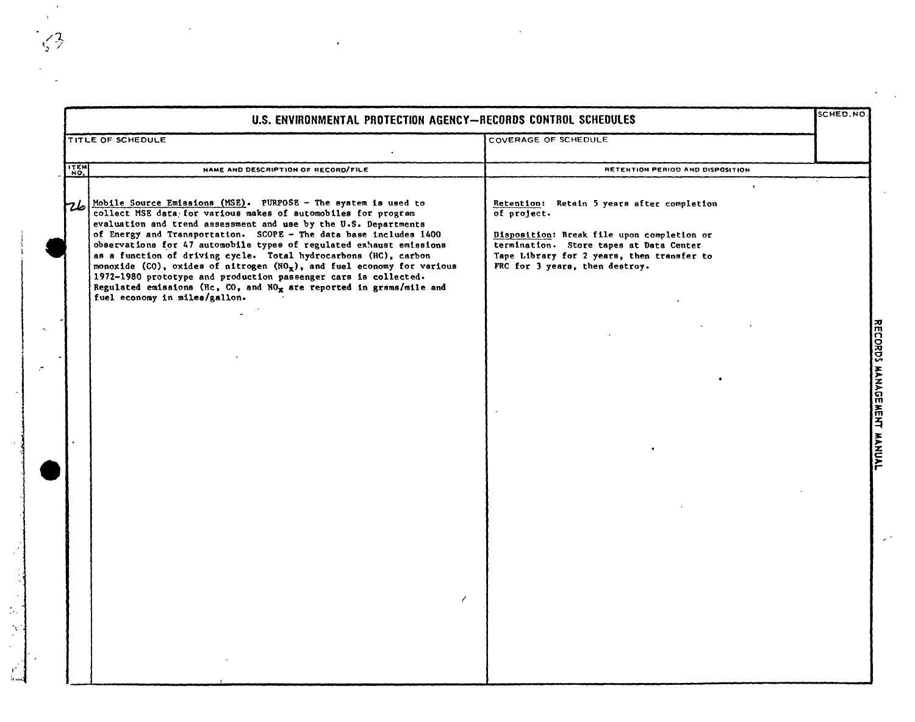# U.S. ENVIRONMENTAL PROTECTION AGENCY—RECORDS CONTROL SCHEDULES

| TITLE OF SCHEDULE | COVERAGE OF SCHEDULE | SCHED. NO. |
|---|---|---|
| | | |

| ITEM NO. | NAME AND DESCRIPTION OF RECORD/FILE | RETENTION PERIOD AND DISPOSITION |
|---|---|---|
| 26 | Mobile Source Emissions (MSE). PURPOSE - The system is used to collect MSE data for various makes of automobiles for program evaluation and trend assessment and use by the U.S. Departments of Energy and Transportation. SCOPE - The data base includes 1400 observations for 47 automobile types of regulated exhaust emissions as a function of driving cycle. Total hydrocarbons (HC), carbon monoxide (CO), oxides of nitrogen ($NO_x$), and fuel economy for various 1972-1980 prototype and production passenger cars is collected. Regulated emissions (Hc, CO, and $NO_x$ are reported in grams/mile and fuel economy in miles/gallon. | Retention: Retain 5 years after completion of project.<br><br>Disposition: Break file upon completion or termination. Store tapes at Data Center Tape Library for 2 years, then transfer to FRC for 3 years, then destroy. |

RECORDS MANAGEMENT MANUAL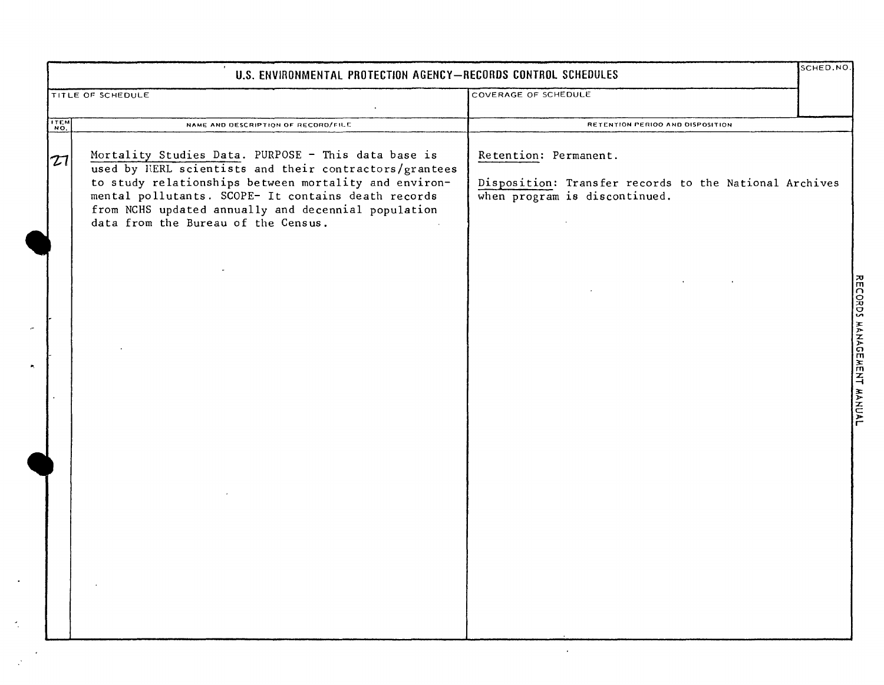# U.S. ENVIRONMENTAL PROTECTION AGENCY—RECORDS CONTROL SCHEDULES

| TITLE OF SCHEDULE | COVERAGE OF SCHEDULE | SCHED. NO. |
|---|---|---|
| | | |

| ITEM NO. | NAME AND DESCRIPTION OF RECORD/FILE | RETENTION PERIOD AND DISPOSITION |
|---|---|---|
| 27 | Mortality Studies Data. PURPOSE - This data base is used by HERL scientists and their contractors/grantees to study relationships between mortality and environmental pollutants. SCOPE- It contains death records from NCHS updated annually and decennial population data from the Bureau of the Census. | Retention: Permanent.<br><br>Disposition: Transfer records to the National Archives when program is discontinued. |

RECORDS MANAGEMENT MANUAL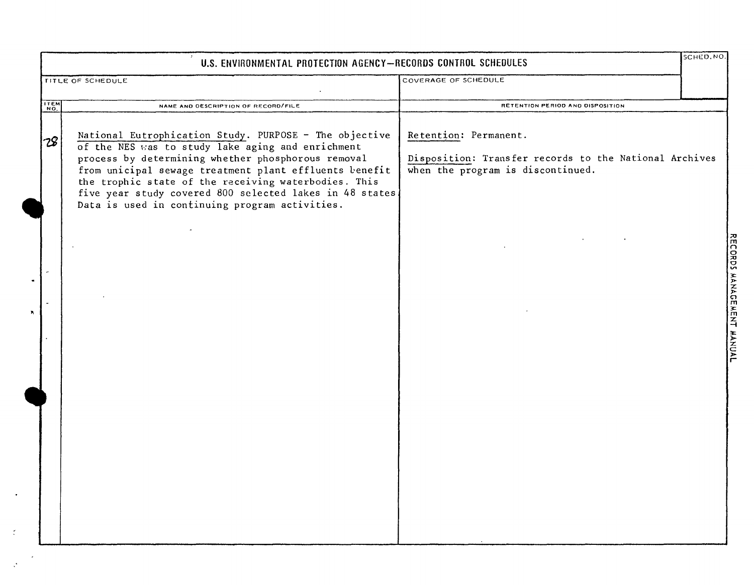# U.S. ENVIRONMENTAL PROTECTION AGENCY—RECORDS CONTROL SCHEDULES

| TITLE OF SCHEDULE | COVERAGE OF SCHEDULE | SCHED. NO. |
|---|---|---|
| | | |

| ITEM NO. | NAME AND DESCRIPTION OF RECORD/FILE | RETENTION PERIOD AND DISPOSITION |
|---|---|---|
| 28 | National Eutrophication Study. PURPOSE - The objective of the NES was to study lake aging and enrichment process by determining whether phosphorous removal from unicipal sewage treatment plant effluents benefit the trophic state of the receiving waterbodies. This five year study covered 800 selected lakes in 48 states. Data is used in continuing program activities. | Retention: Permanent.<br><br>Disposition: Transfer records to the National Archives when the program is discontinued. |

RECORDS MANAGEMENT MANUAL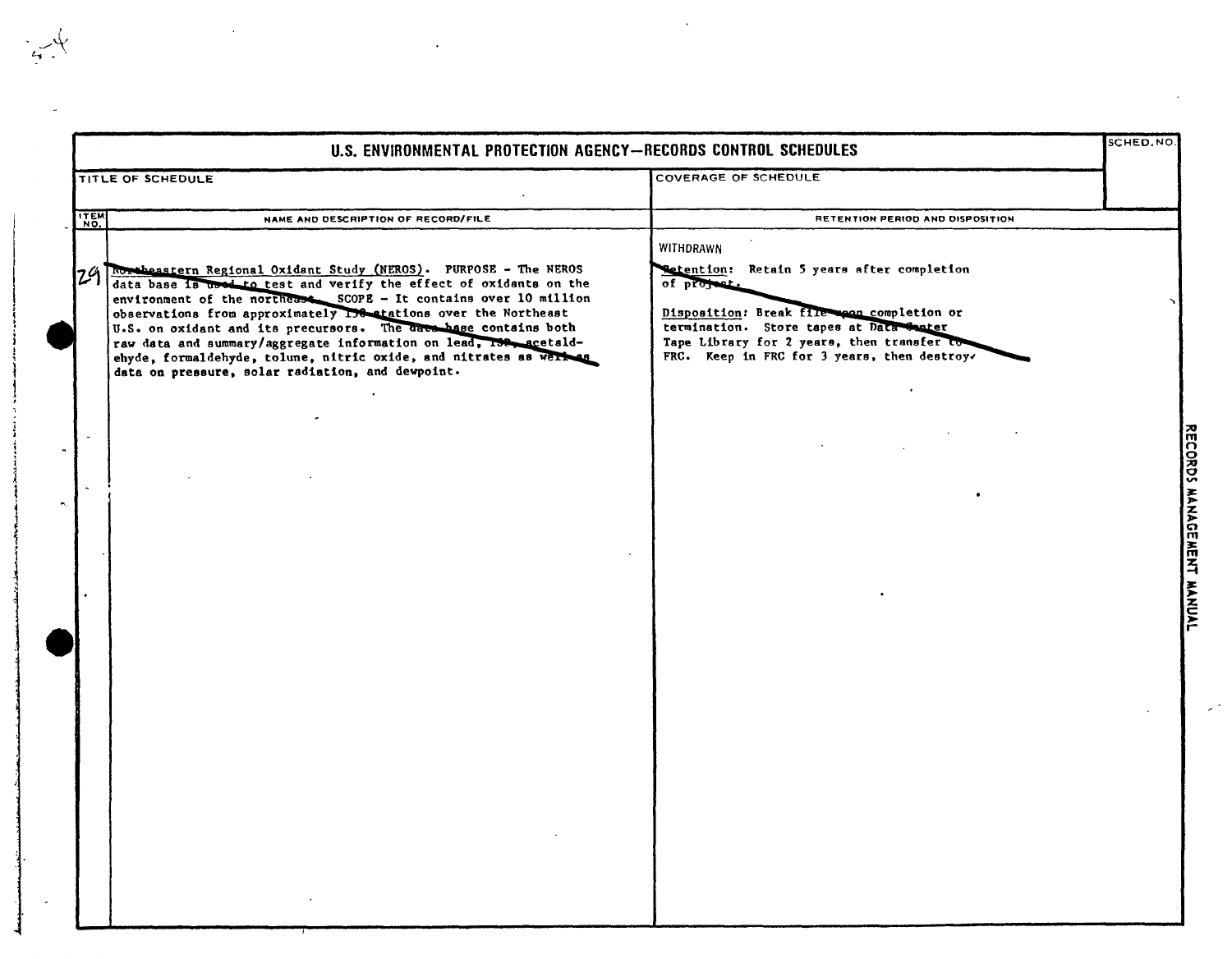# U.S. ENVIRONMENTAL PROTECTION AGENCY—RECORDS CONTROL SCHEDULES

| TITLE OF SCHEDULE | COVERAGE OF SCHEDULE | SCHED. NO. |
|---|---|---|
| | | |

| ITEM NO. | NAME AND DESCRIPTION OF RECORD/FILE | RETENTION PERIOD AND DISPOSITION |
|---|---|---|
| 29 | Northeastern Regional Oxidant Study (NEROS). PURPOSE - The NEROS data base is used to test and verify the effect of oxidants on the environment of the northeast. SCOPE - It contains over 10 million observations from approximately 130 stations over the Northeast U.S. on oxidant and its precursors. The data base contains both raw data and summary/aggregate information on lead, TSP, acetaldehyde, formaldehyde, tolune, nitric oxide, and nitrates as well as data on pressure, solar radiation, and dewpoint. | WITHDRAWN<br><br>Retention: Retain 5 years after completion of project.<br><br>Disposition: Break file upon completion or termination. Store tapes at Data Center Tape Library for 2 years, then transfer to FRC. Keep in FRC for 3 years, then destroy. |

RECORDS MANAGEMENT MANUAL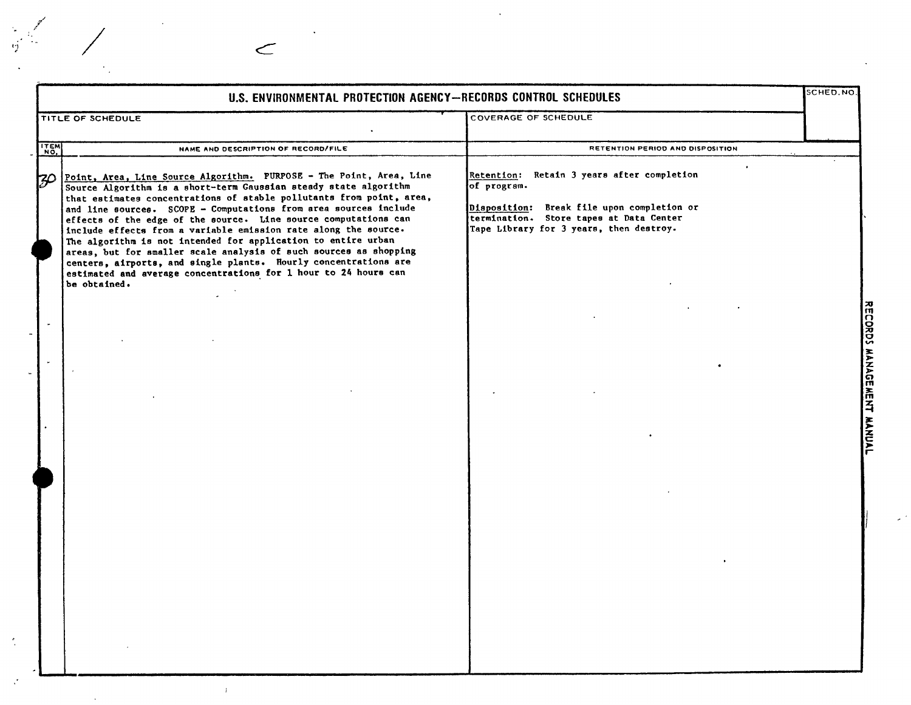# U.S. ENVIRONMENTAL PROTECTION AGENCY—RECORDS CONTROL SCHEDULES

| TITLE OF SCHEDULE | COVERAGE OF SCHEDULE | SCHED. NO. |
|---|---|---|
| | | |

| ITEM NO. | NAME AND DESCRIPTION OF RECORD/FILE | RETENTION PERIOD AND DISPOSITION |
|---|---|---|
| 30 | Point, Area, Line Source Algorithm. PURPOSE - The Point, Area, Line Source Algorithm is a short-term Gaussian steady state algorithm that estimates concentrations of stable pollutants from point, area, and line sources. SCOPE - Computations from area sources include effects of the edge of the source. Line source computations can include effects from a variable emission rate along the source. The algorithm is not intended for application to entire urban areas, but for smaller scale analysis of such sources as shopping centers, airports, and single plants. Hourly concentrations are estimated and average concentrations for 1 hour to 24 hours can be obtained. | Retention: Retain 3 years after completion of program.<br><br>Disposition: Break file upon completion or termination. Store tapes at Data Center Tape Library for 3 years, then destroy. |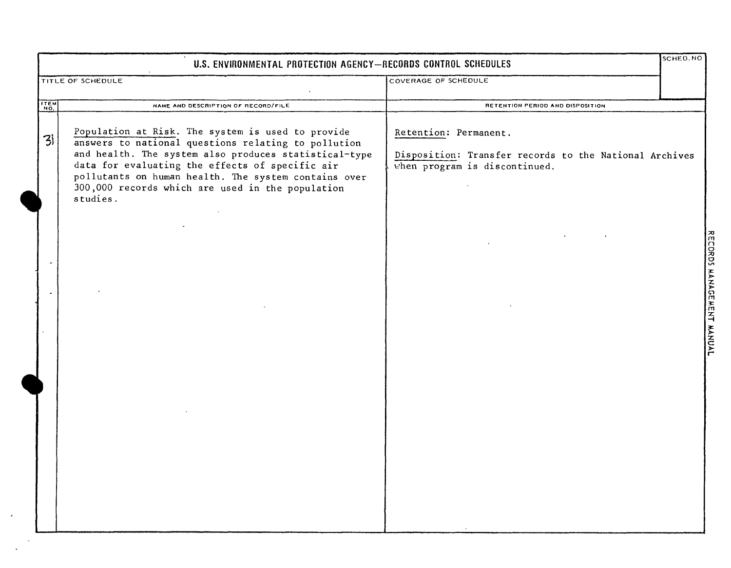# U.S. ENVIRONMENTAL PROTECTION AGENCY—RECORDS CONTROL SCHEDULES

| TITLE OF SCHEDULE | COVERAGE OF SCHEDULE | SCHED. NO |
|---|---|---|
| | | |

| ITEM NO. | NAME AND DESCRIPTION OF RECORD/FILE | RETENTION PERIOD AND DISPOSITION |
|---|---|---|
| 31 | Population at Risk. The system is used to provide answers to national questions relating to pollution and health. The system also produces statistical-type data for evaluating the effects of specific air pollutants on human health. The system contains over 300,000 records which are used in the population studies. | Retention: Permanent.<br><br>Disposition: Transfer records to the National Archives when program is discontinued. |

RECORDS MANAGEMENT MANUAL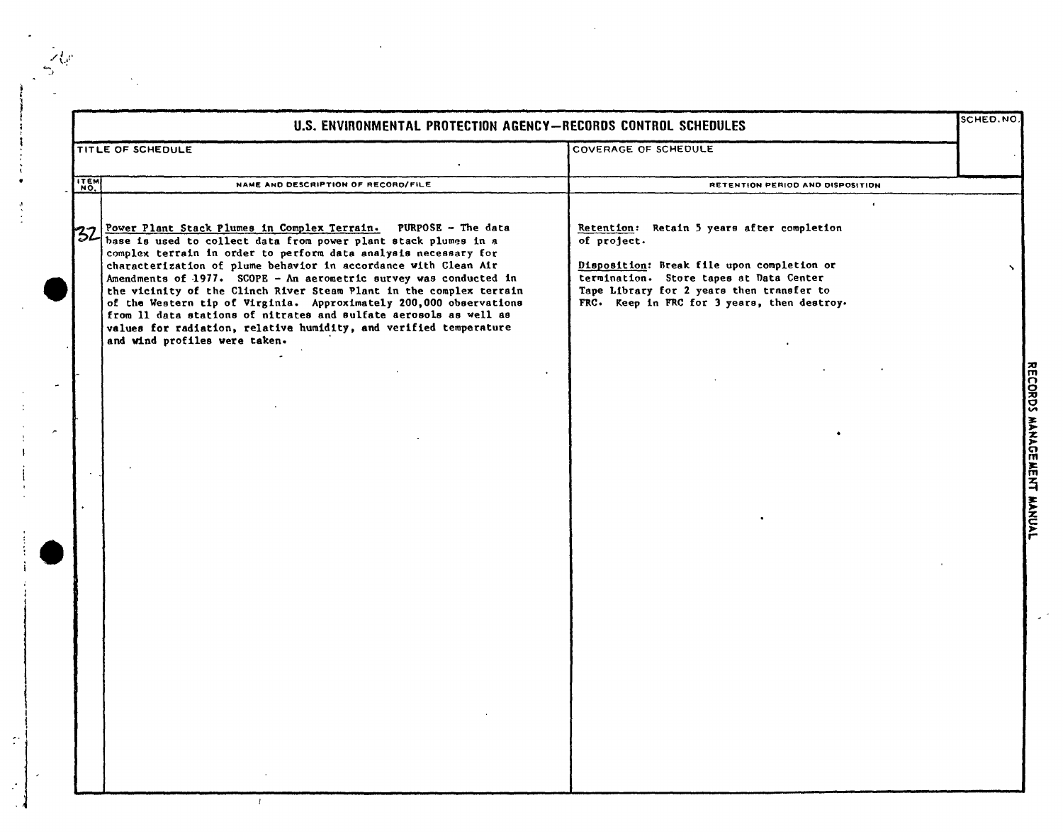# U.S. ENVIRONMENTAL PROTECTION AGENCY—RECORDS CONTROL SCHEDULES

| TITLE OF SCHEDULE | COVERAGE OF SCHEDULE | SCHED. NO. |
|---|---|---|
| | | |

| ITEM NO. | NAME AND DESCRIPTION OF RECORD/FILE | RETENTION PERIOD AND DISPOSITION |
|---|---|---|
| 32 | Power Plant Stack Plumes in Complex Terrain. PURPOSE - The data base is used to collect data from power plant stack plumes in a complex terrain in order to perform data analysis necessary for characterization of plume behavior in accordance with Clean Air Amendments of 1977. SCOPE - An aerometric survey was conducted in the vicinity of the Clinch River Steam Plant in the complex terrain of the Western tip of Virginia. Approximately 200,000 observations from 11 data stations of nitrates and sulfate aerosols as well as values for radiation, relative humidity, and verified temperature and wind profiles were taken. | Retention: Retain 5 years after completion of project.<br><br>Disposition: Break file upon completion or termination. Store tapes at Data Center Tape Library for 2 years then transfer to FRC. Keep in FRC for 3 years, then destroy. |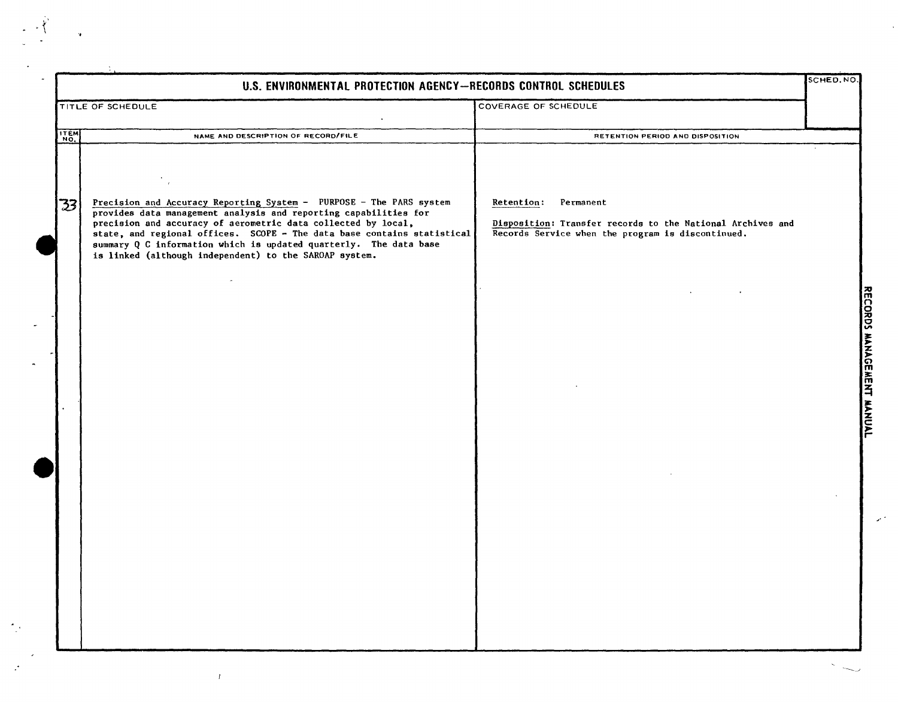# U.S. ENVIRONMENTAL PROTECTION AGENCY—RECORDS CONTROL SCHEDULES

| TITLE OF SCHEDULE | COVERAGE OF SCHEDULE | SCHED. NO. |
|---|---|---|
| | | |

| ITEM NO. | NAME AND DESCRIPTION OF RECORD/FILE | RETENTION PERIOD AND DISPOSITION |
|---|---|---|
| 33 | Precision and Accuracy Reporting System - PURPOSE - The PARS system provides data management analysis and reporting capabilities for precision and accuracy of aerometric data collected by local, state, and regional offices. SCOPE - The data base contains statistical summary Q C information which is updated quarterly. The data base is linked (although independent) to the SAROAP system. | Retention: Permanent<br><br>Disposition: Transfer records to the National Archives and Records Service when the program is discontinued. |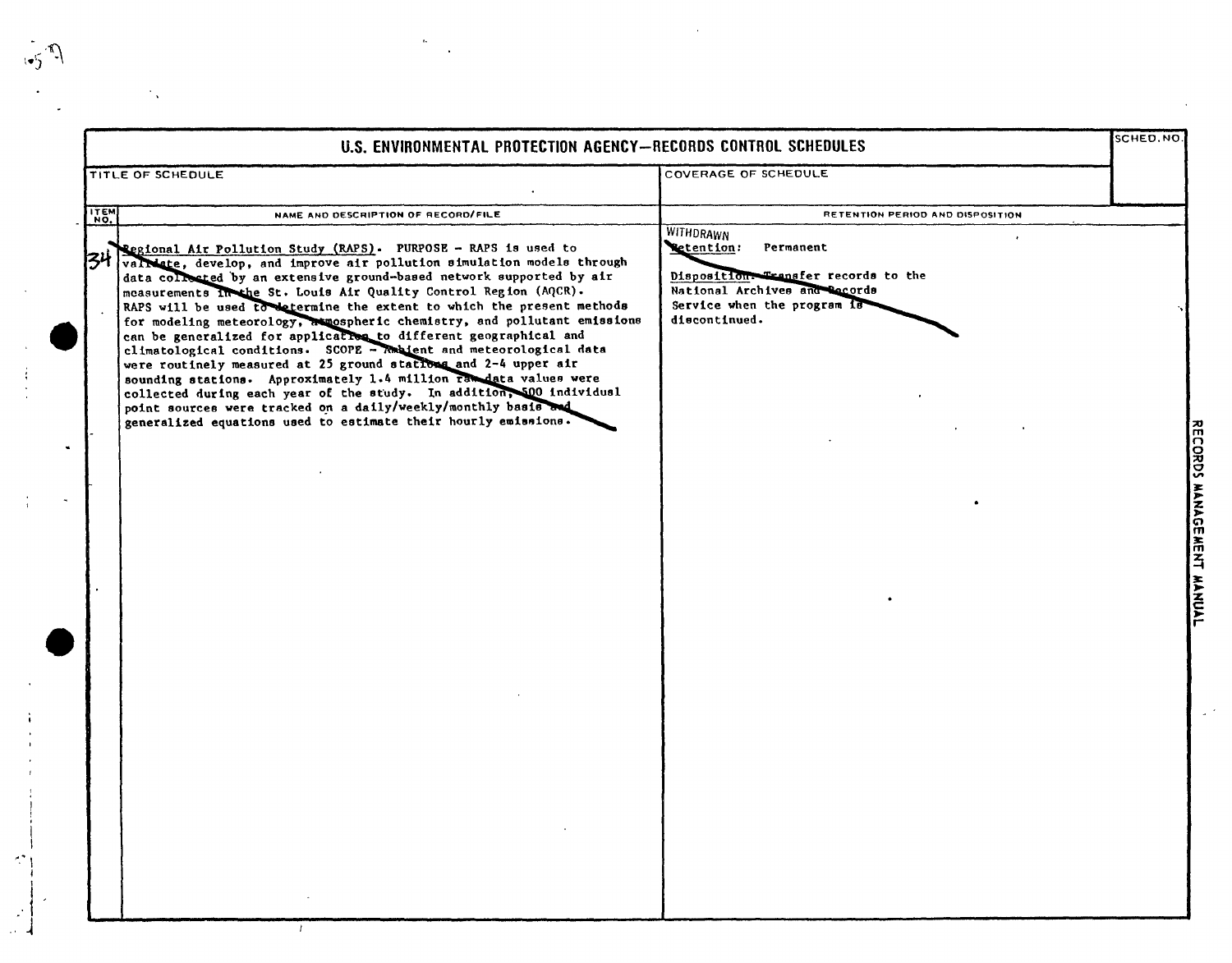# U.S. ENVIRONMENTAL PROTECTION AGENCY—RECORDS CONTROL SCHEDULES

| TITLE OF SCHEDULE | COVERAGE OF SCHEDULE | SCHED. NO. |
|---|---|---|
| | | |

| ITEM NO. | NAME AND DESCRIPTION OF RECORD/FILE | RETENTION PERIOD AND DISPOSITION |
|---|---|---|
| 34 | **Regional Air Pollution Study (RAPS).** PURPOSE – RAPS is used to validate, develop, and improve air pollution simulation models through data collected by an extensive ground-based network supported by air measurements in the St. Louis Air Quality Control Region (AQCR). RAPS will be used to determine the extent to which the present methods for modeling meteorology, atmospheric chemistry, and pollutant emissions can be generalized for application to different geographical and climatological conditions. SCOPE – Ambient and meteorological data were routinely measured at 25 ground stations and 2-4 upper air sounding stations. Approximately 1.4 million raw data values were collected during each year of the study. In addition, 500 individual point sources were tracked on a daily/weekly/monthly basis and generalized equations used to estimate their hourly emissions. | WITHDRAWN<br>Retention: Permanent<br><br>Disposition: Transfer records to the National Archives and Records Service when the program is discontinued. |

RECORDS MANAGEMENT MANUAL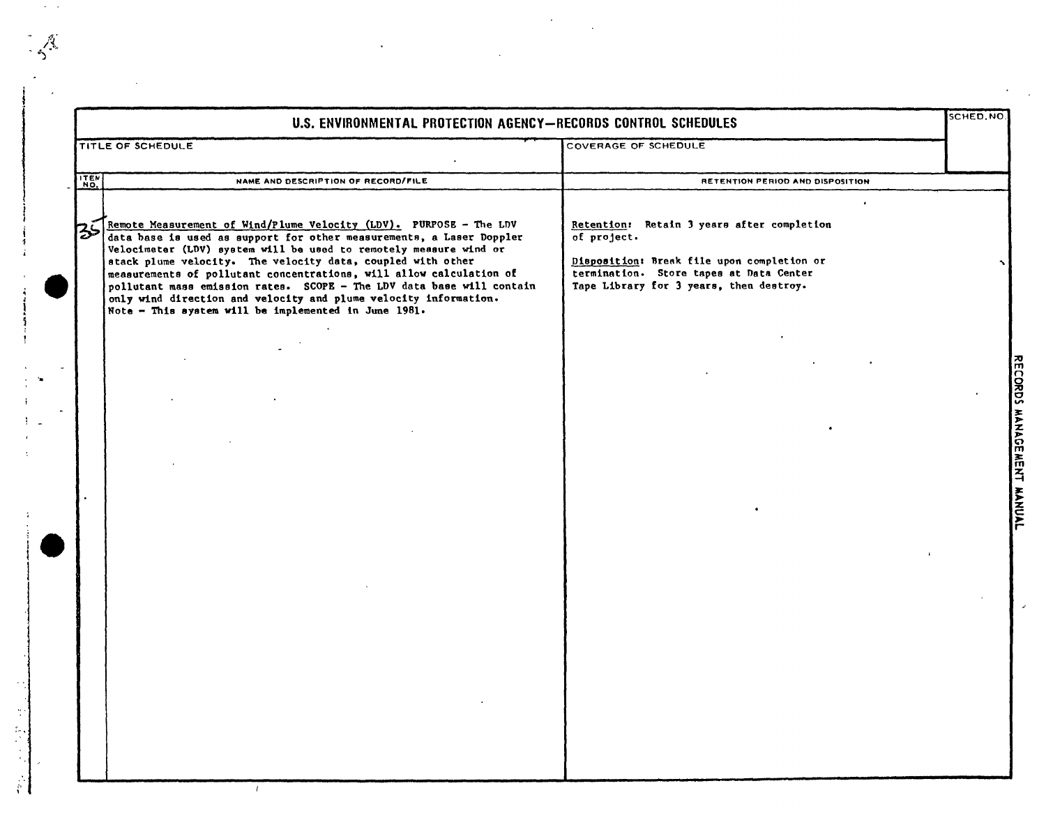# U.S. ENVIRONMENTAL PROTECTION AGENCY—RECORDS CONTROL SCHEDULES

| TITLE OF SCHEDULE | COVERAGE OF SCHEDULE | SCHED. NO. |
|---|---|---|
| | | |

| ITEM NO. | NAME AND DESCRIPTION OF RECORD/FILE | RETENTION PERIOD AND DISPOSITION |
|---|---|---|
| 35 | Remote Measurement of Wind/Plume Velocity (LDV). PURPOSE - The LDV data base is used as support for other measurements, a Laser Doppler Velocimeter (LDV) system will be used to remotely measure wind or stack plume velocity. The velocity data, coupled with other measurements of pollutant concentrations, will allow calculation of pollutant mass emission rates. SCOPE - The LDV data base will contain only wind direction and velocity and plume velocity information. Note - This system will be implemented in June 1981. | Retention: Retain 3 years after completion of project.<br><br>Disposition: Break file upon completion or termination. Store tapes at Data Center Tape Library for 3 years, then destroy. |

RECORDS MANAGEMENT MANUAL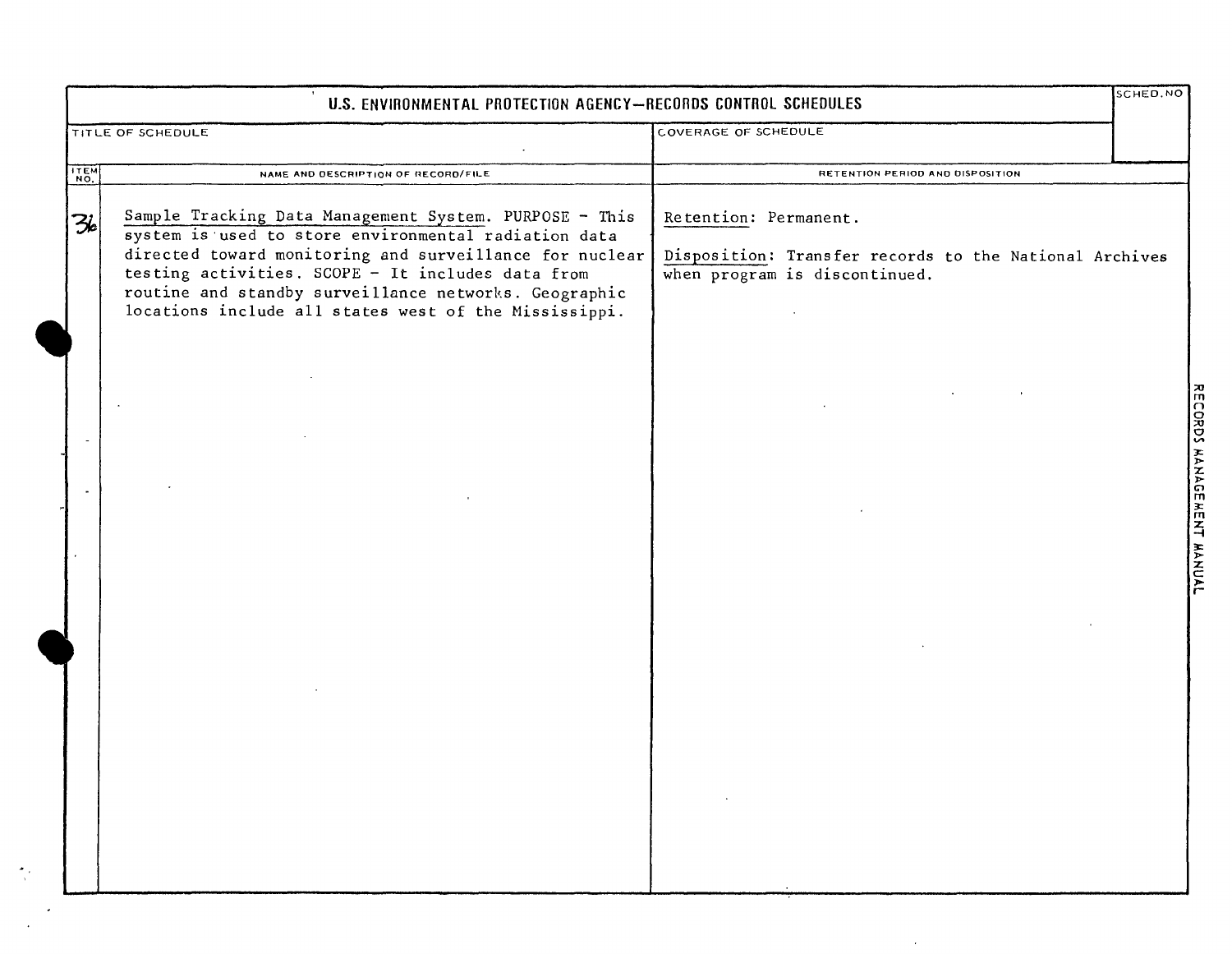# U.S. ENVIRONMENTAL PROTECTION AGENCY—RECORDS CONTROL SCHEDULES

| TITLE OF SCHEDULE | COVERAGE OF SCHEDULE | SCHED. NO |
| --- | --- | --- |
| | | |

| ITEM NO. | NAME AND DESCRIPTION OF RECORD/FILE | RETENTION PERIOD AND DISPOSITION |
| --- | --- | --- |
| 36 | Sample Tracking Data Management System. PURPOSE - This system is used to store environmental radiation data directed toward monitoring and surveillance for nuclear testing activities. SCOPE - It includes data from routine and standby surveillance networks. Geographic locations include all states west of the Mississippi. | Retention: Permanent. <br><br> Disposition: Transfer records to the National Archives when program is discontinued. |

RECORDS MANAGEMENT MANUAL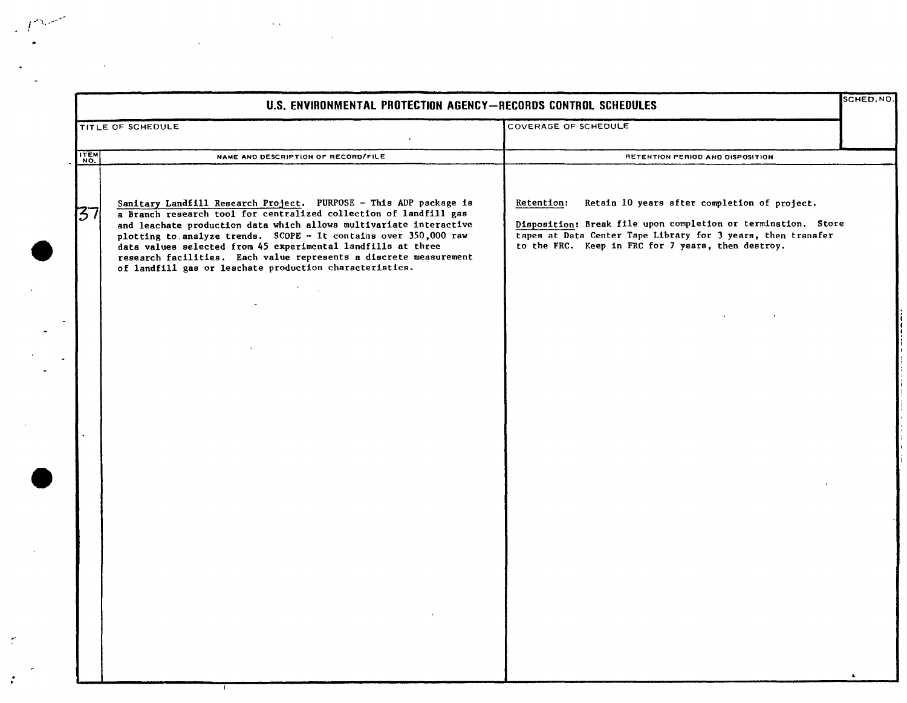## U.S. ENVIRONMENTAL PROTECTION AGENCY—RECORDS CONTROL SCHEDULES

| TITLE OF SCHEDULE | COVERAGE OF SCHEDULE | SCHED. NO. |
|---|---|---|
| | | |

| ITEM NO. | NAME AND DESCRIPTION OF RECORD/FILE | RETENTION PERIOD AND DISPOSITION |
|---|---|---|
| 37 | Sanitary Landfill Research Project. PURPOSE - This ADP package is a Branch research tool for centralized collection of landfill gas and leachate production data which allows multivariate interactive plotting to analyze trends. SCOPE - It contains over 350,000 raw data values selected from 45 experimental landfills at three research facilities. Each value represents a discrete measurement of landfill gas or leachate production characteristics. | Retention: Retain 10 years after completion of project.<br><br>Disposition: Break file upon completion or termination. Store tapes at Data Center Tape Library for 3 years, then transfer to the FRC. Keep in FRC for 7 years, then destroy. |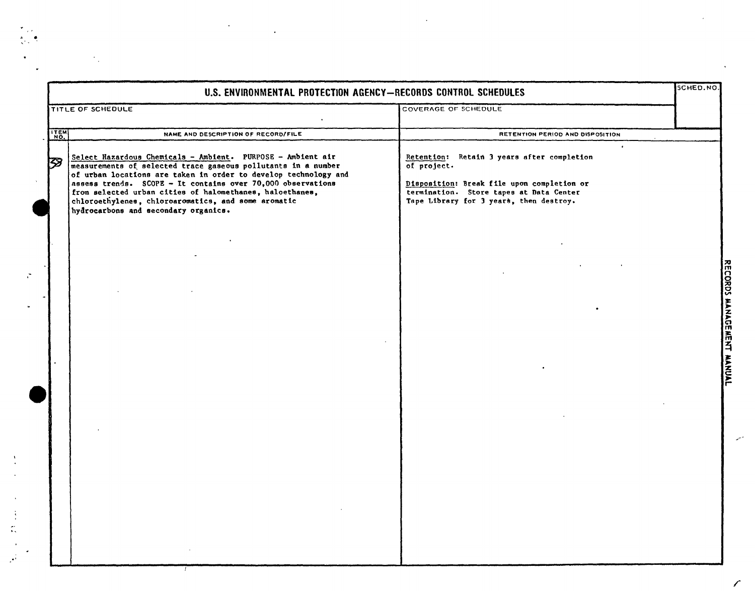# U.S. ENVIRONMENTAL PROTECTION AGENCY—RECORDS CONTROL SCHEDULES

| TITLE OF SCHEDULE | COVERAGE OF SCHEDULE | SCHED. NO. |
|---|---|---|
| | | |

| ITEM NO. | NAME AND DESCRIPTION OF RECORD/FILE | RETENTION PERIOD AND DISPOSITION |
|---|---|---|
| 38 | Select Hazardous Chemicals - Ambient. PURPOSE - Ambient air measurements of selected trace gaseous pollutants in a number of urban locations are taken in order to develop technology and assess trends. SCOPE - It contains over 70,000 observations from selected urban cities of halomethanes, haloethanes, chloroethylenes, chloroaromatics, and some aromatic hydrocarbons and secondary organics. | Retention: Retain 3 years after completion of project.<br><br>Disposition: Break file upon completion or termination. Store tapes at Data Center Tape Library for 3 years, then destroy. |

RECORDS MANAGEMENT MANUAL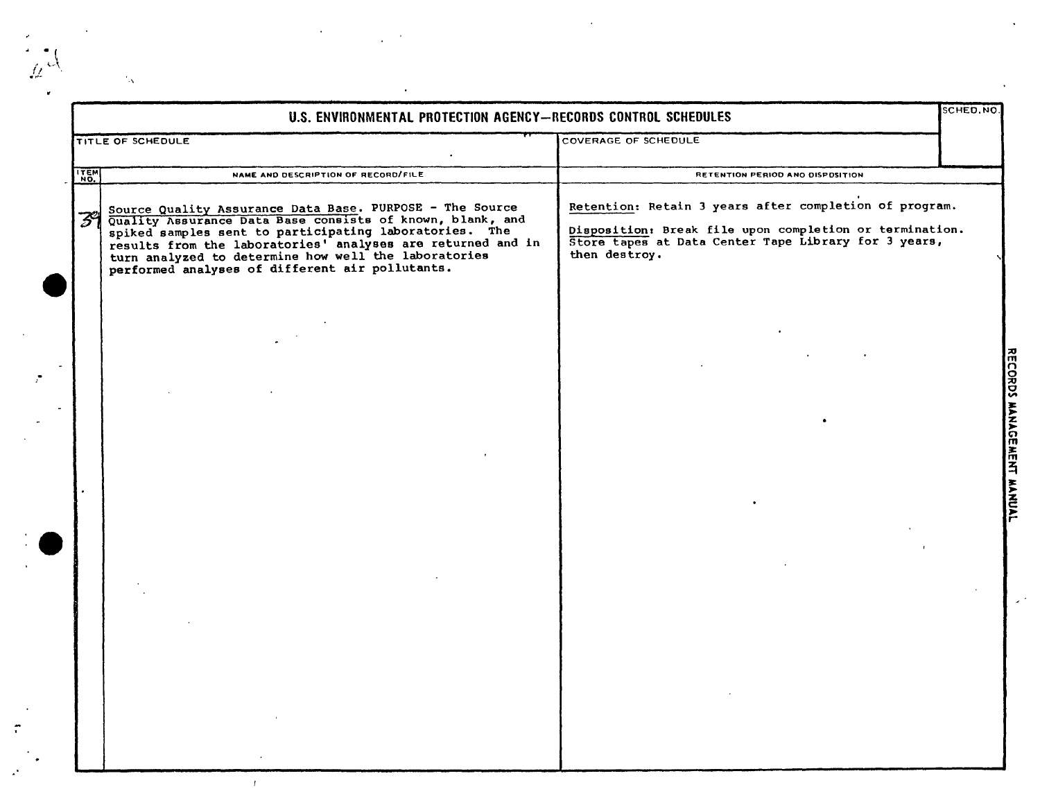# U.S. ENVIRONMENTAL PROTECTION AGENCY—RECORDS CONTROL SCHEDULES

| TITLE OF SCHEDULE | COVERAGE OF SCHEDULE | SCHED. NO. |
|---|---|---|
| | | |

| ITEM NO. | NAME AND DESCRIPTION OF RECORD/FILE | RETENTION PERIOD AND DISPOSITION |
|---|---|---|
| 39 | Source Quality Assurance Data Base. PURPOSE - The Source Quality Assurance Data Base consists of known, blank, and spiked samples sent to participating laboratories. The results from the laboratories' analyses are returned and in turn analyzed to determine how well the laboratories performed analyses of different air pollutants. | Retention: Retain 3 years after completion of program.<br><br>Disposition: Break file upon completion or termination. Store tapes at Data Center Tape Library for 3 years, then destroy. |

RECORDS MANAGEMENT MANUAL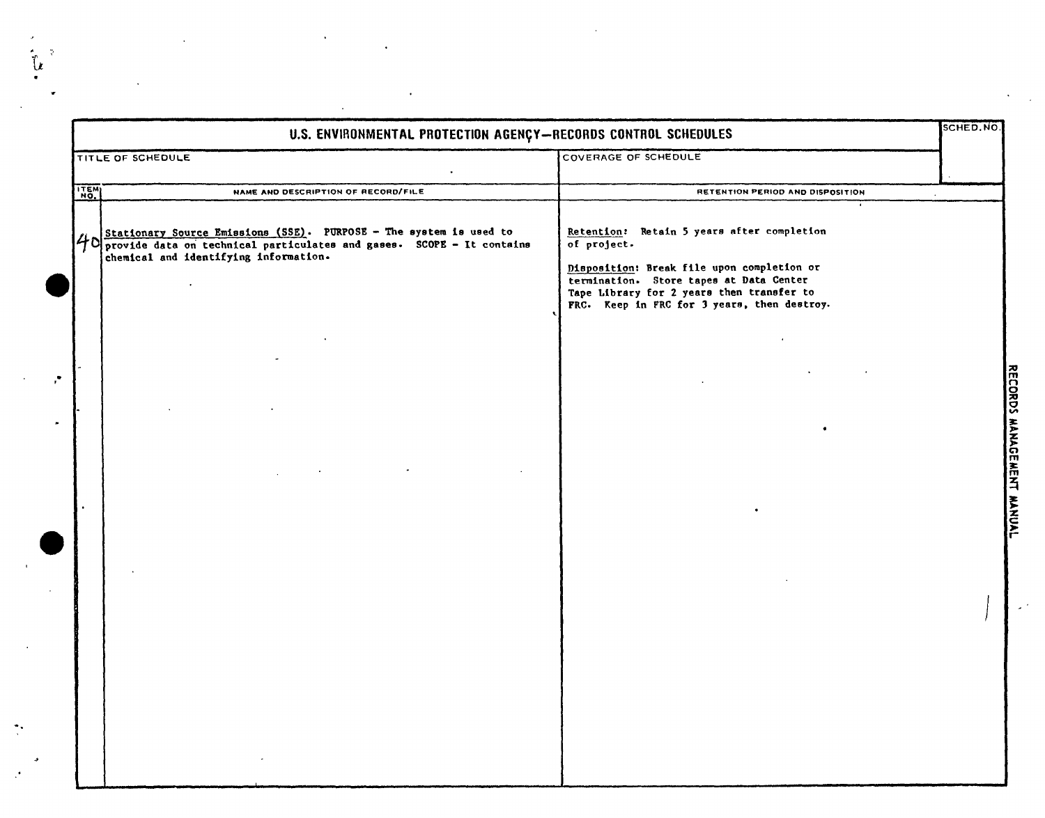# U.S. ENVIRONMENTAL PROTECTION AGENCY—RECORDS CONTROL SCHEDULES

| TITLE OF SCHEDULE | COVERAGE OF SCHEDULE | SCHED. NO. |
|---|---|---|
| | | |

| ITEM NO. | NAME AND DESCRIPTION OF RECORD/FILE | RETENTION PERIOD AND DISPOSITION |
|---|---|---|
| 40 | <u>Stationary Source Emissions (SSE)</u>. PURPOSE - The system is used to provide data on technical particulates and gases. SCOPE - It contains chemical and identifying information. | <u>Retention</u>: Retain 5 years after completion of project.<br><br><u>Disposition</u>: Break file upon completion or termination. Store tapes at Data Center Tape Library for 2 years then transfer to FRC. Keep in FRC for 3 years, then destroy. |

RECORDS MANAGEMENT MANUAL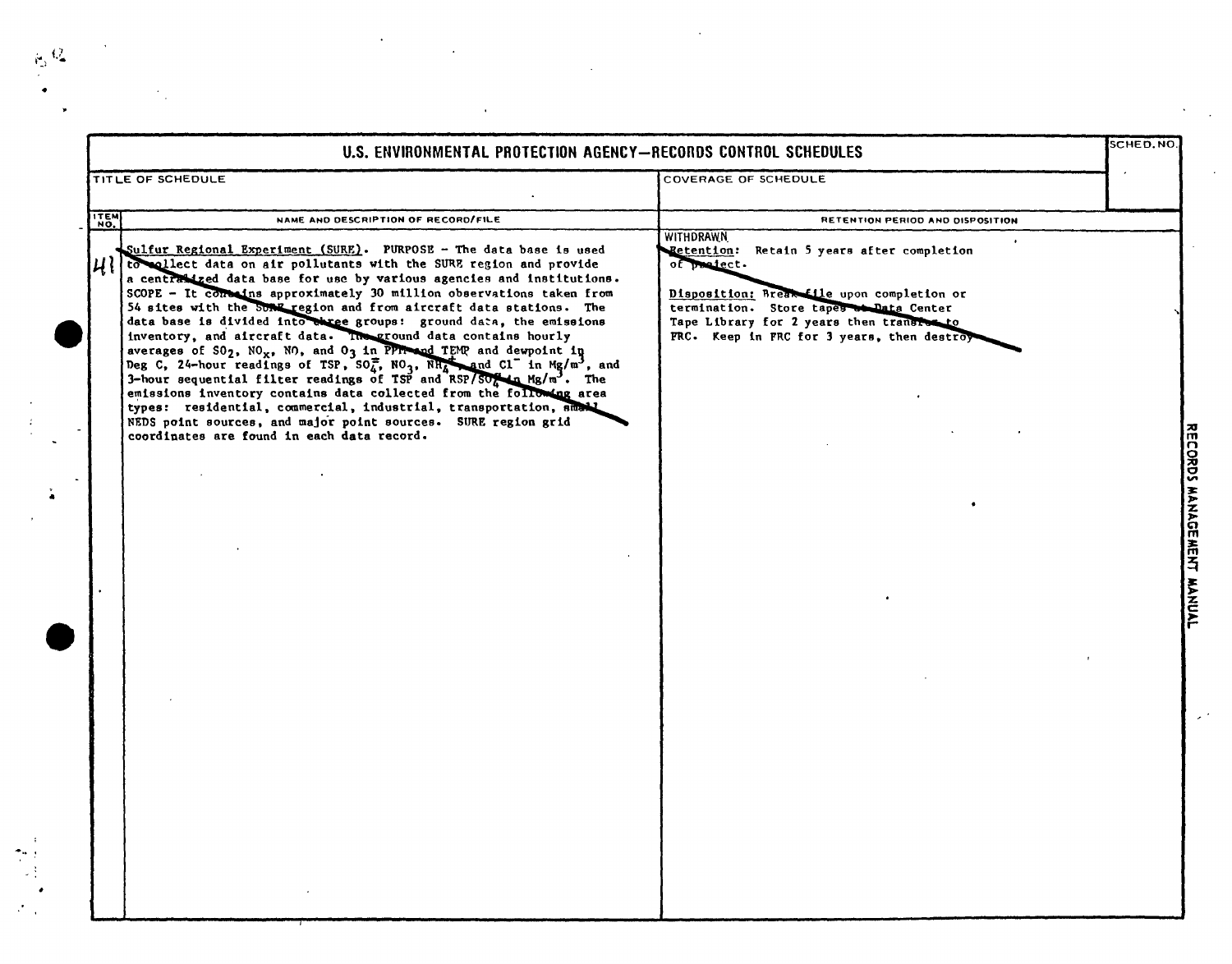# U.S. ENVIRONMENTAL PROTECTION AGENCY—RECORDS CONTROL SCHEDULES

| TITLE OF SCHEDULE | COVERAGE OF SCHEDULE | SCHED. NO. |
|---|---|---|
| | | |

| ITEM NO. | NAME AND DESCRIPTION OF RECORD/FILE | RETENTION PERIOD AND DISPOSITION |
|---|---|---|
| 41 | Sulfur Regional Experiment (SURE). PURPOSE - The data base is used to collect data on air pollutants with the SURE region and provide a centralized data base for use by various agencies and institutions. SCOPE - It contains approximately 30 million observations taken from 54 sites with the SURE region and from aircraft data stations. The data base is divided into three groups: ground data, the emissions inventory, and aircraft data. The ground data contains hourly averages of $SO_2$, $NO_x$, NO, and $O_3$ in PPM and TEMP and dewpoint in Deg C, 24-hour readings of TSP, $SO_4^=$, $NO_3$, $NH_4^+$, and $Cl^-$ in $Mg/m^3$, and 3-hour sequential filter readings of TSP and RSP/$SO_4^=$ in $Mg/m^3$. The emissions inventory contains data collected from the following area types: residential, commercial, industrial, transportation, small NEDS point sources, and major point sources. SURE region grid coordinates are found in each data record. | WITHDRAWN<br>Retention: Retain 5 years after completion of project.<br><br>Disposition: Break file upon completion or termination. Store tapes at Data Center Tape Library for 2 years then transfer to FRC. Keep in FRC for 3 years, then destroy. |

RECORDS MANAGEMENT MANUAL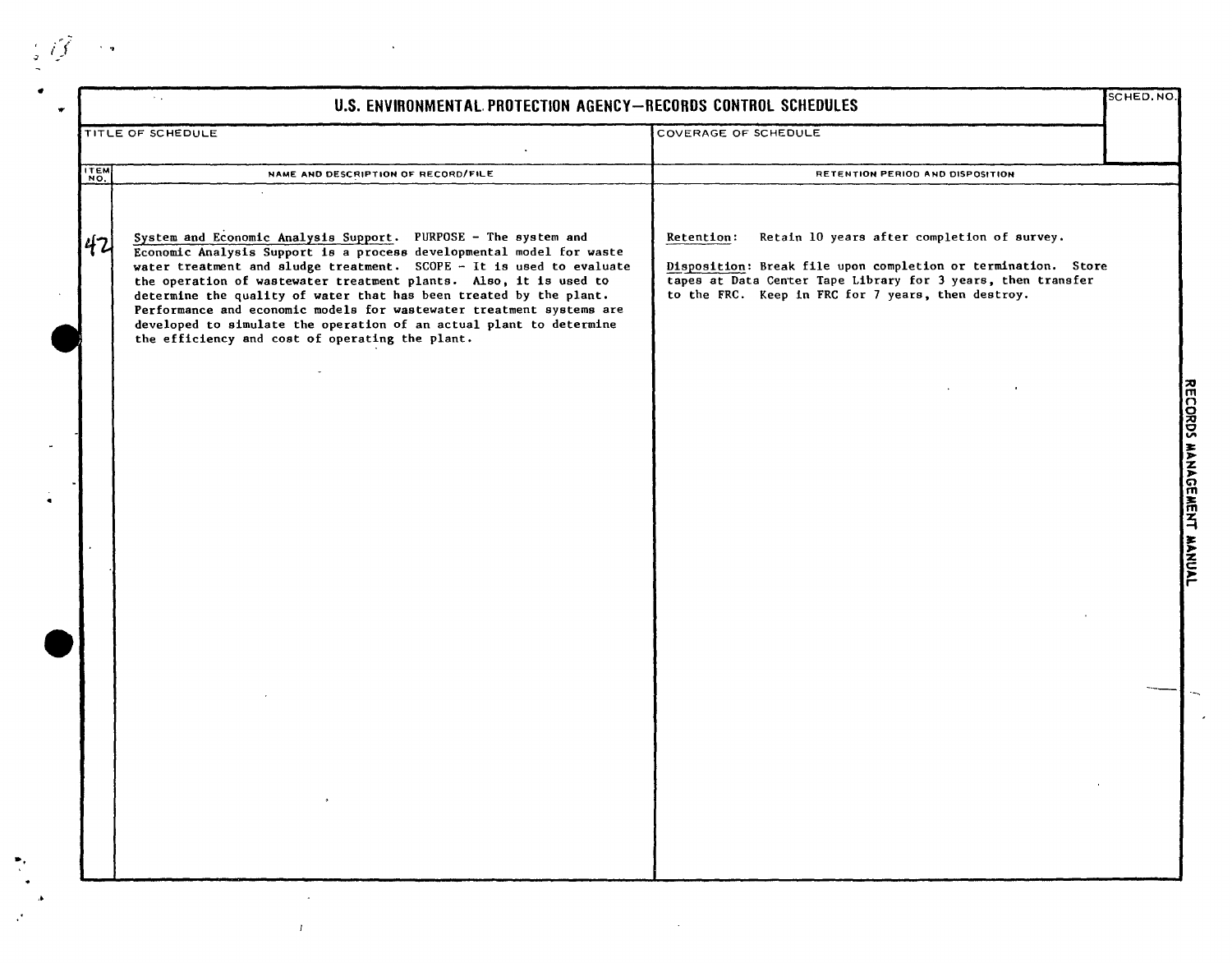# U.S. ENVIRONMENTAL PROTECTION AGENCY—RECORDS CONTROL SCHEDULES

| TITLE OF SCHEDULE | COVERAGE OF SCHEDULE | SCHED. NO. |
|---|---|---|
| | | |

| ITEM NO. | NAME AND DESCRIPTION OF RECORD/FILE | RETENTION PERIOD AND DISPOSITION |
|---|---|---|
| 42 | System and Economic Analysis Support. PURPOSE - The system and Economic Analysis Support is a process developmental model for waste water treatment and sludge treatment. SCOPE - It is used to evaluate the operation of wastewater treatment plants. Also, it is used to determine the quality of water that has been treated by the plant. Performance and economic models for wastewater treatment systems are developed to simulate the operation of an actual plant to determine the efficiency and cost of operating the plant. | Retention: Retain 10 years after completion of survey.<br><br>Disposition: Break file upon completion or termination. Store tapes at Data Center Tape Library for 3 years, then transfer to the FRC. Keep in FRC for 7 years, then destroy. |

RECORDS MANAGEMENT MANUAL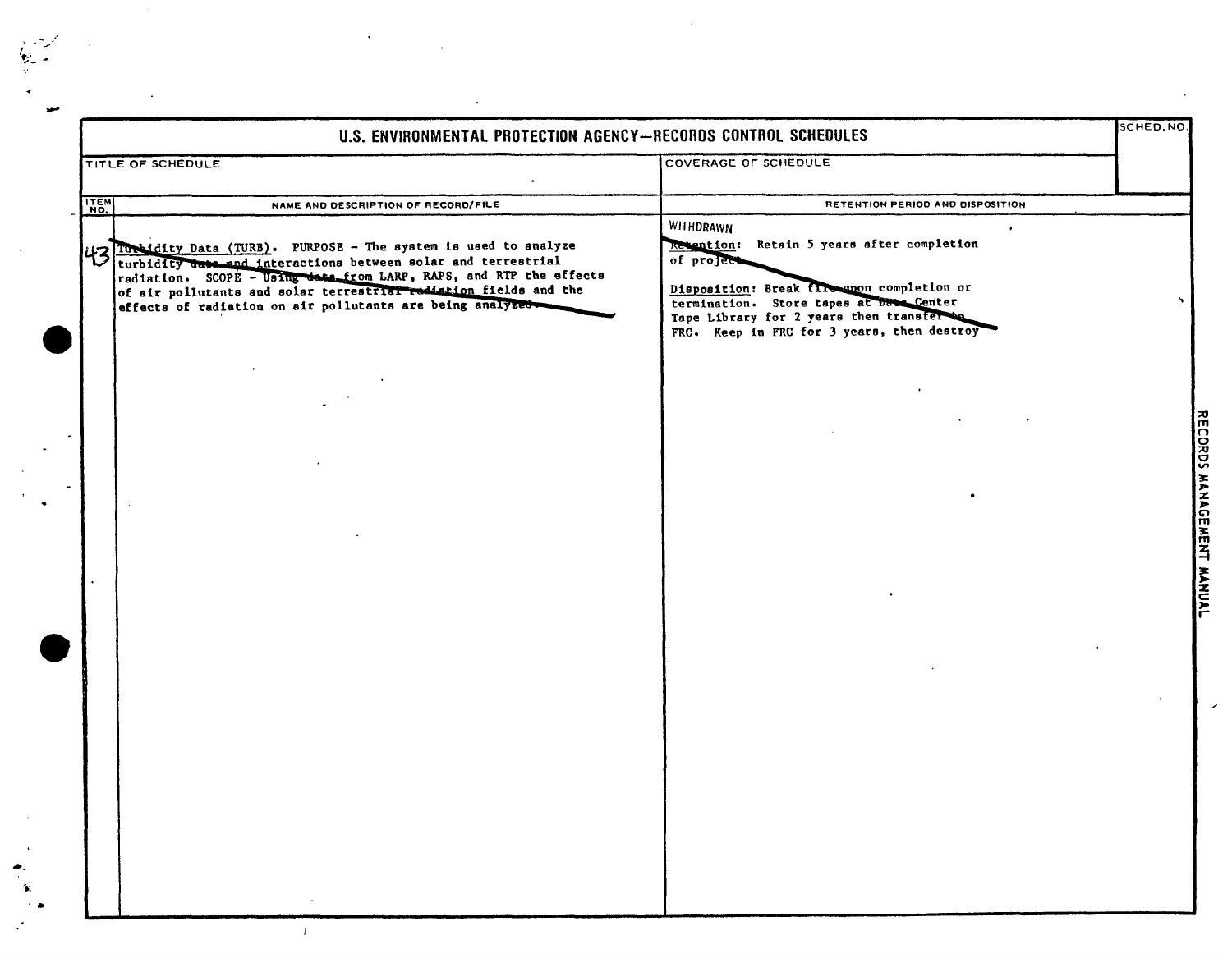# U.S. ENVIRONMENTAL PROTECTION AGENCY—RECORDS CONTROL SCHEDULES

| TITLE OF SCHEDULE | COVERAGE OF SCHEDULE | SCHED. NO. |
|---|---|---|
| | | |

| ITEM NO. | NAME AND DESCRIPTION OF RECORD/FILE | RETENTION PERIOD AND DISPOSITION |
|---|---|---|
| 43 | Turbidity Data (TURB). PURPOSE - The system is used to analyze turbidity data and interactions between solar and terrestrial radiation. SCOPE - Using data from LARP, RAPS, and RTP the effects of air pollutants and solar terrestrial radiation fields and the effects of radiation on air pollutants are being analyzed. | WITHDRAWN<br>Retention: Retain 5 years after completion of project.<br><br>Disposition: Break file upon completion or termination. Store tapes at Data Center Tape Library for 2 years then transfer to FRC. Keep in FRC for 3 years, then destroy |

RECORDS MANAGEMENT MANUAL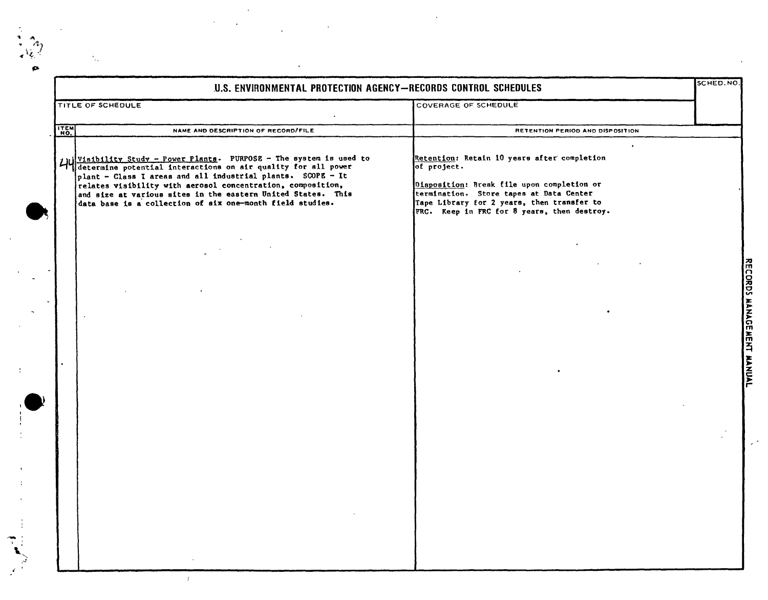# U.S. ENVIRONMENTAL PROTECTION AGENCY—RECORDS CONTROL SCHEDULES

| TITLE OF SCHEDULE | COVERAGE OF SCHEDULE | SCHED. NO. |
|---|---|---|
| | | |

| ITEM NO. | NAME AND DESCRIPTION OF RECORD/FILE | RETENTION PERIOD AND DISPOSITION |
|---|---|---|
| 44 | Visibility Study - Power Plants. PURPOSE - The system is used to determine potential interactions on air quality for all power plant - Class I areas and all industrial plants. SCOPE - It relates visibility with aerosol concentration, composition, and size at various sites in the eastern United States. This data base is a collection of six one-month field studies. | Retention: Retain 10 years after completion of project.<br><br>Disposition: Break file upon completion or termination. Store tapes at Data Center Tape Library for 2 years, then transfer to FRC. Keep in FRC for 8 years, then destroy. |

RECORDS MANAGEMENT MANUAL